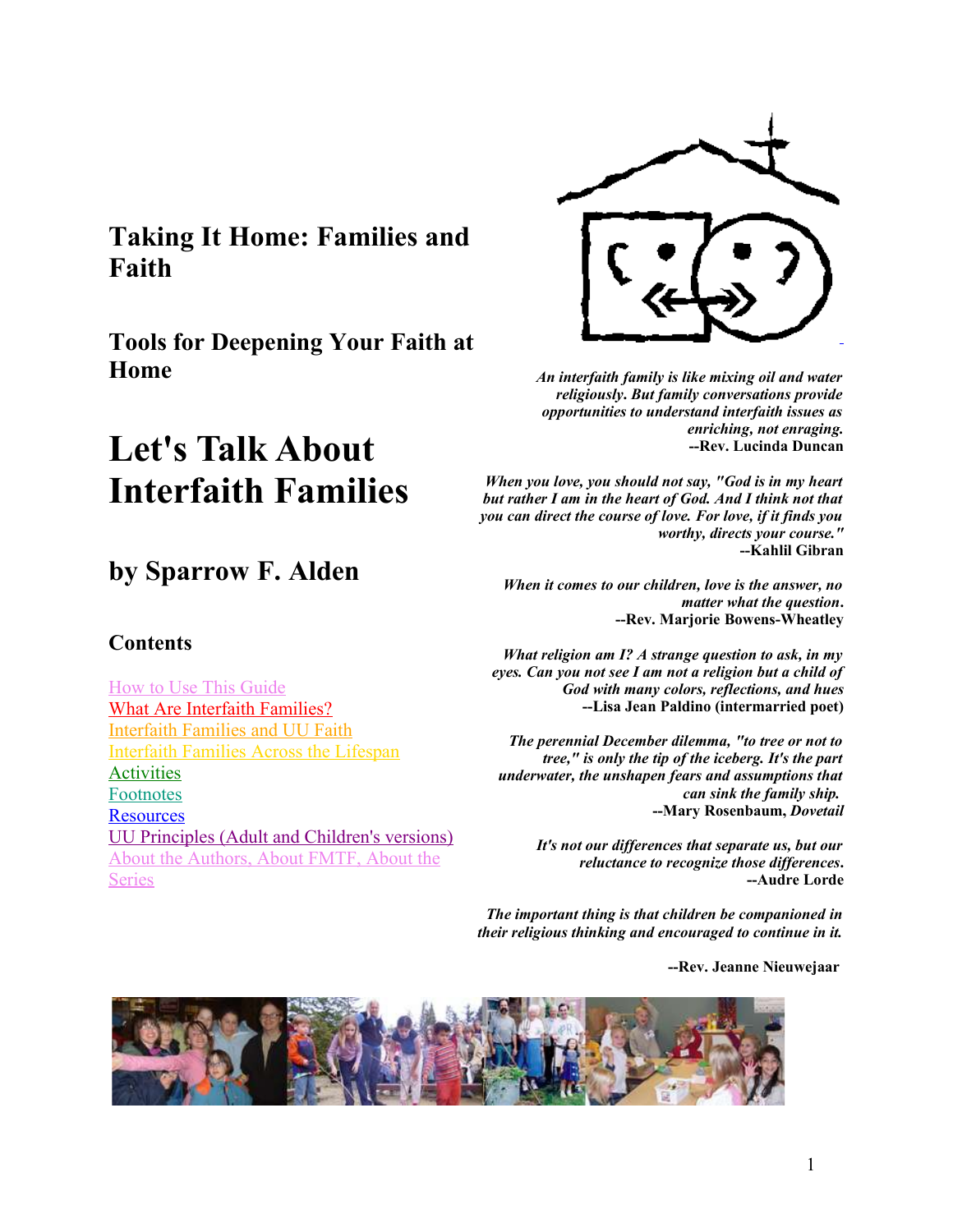## Taking It Home: Families and Faith

## Tools for Deepening Your Faith at Home

# Let's Talk About Interfaith Families

## by Sparrow F. Alden

### Contents

How to Use This Guide
What Are Interfaith Families?
Interfaith Families and UU Faith
Interfaith Families Across the Lifespan
Activities
Footnotes
Resources
UU Principles (Adult and Children's versions)
About the Authors, About FMTF, About the Series

*An interfaith family is like mixing oil and water religiously. But family conversations provide opportunities to understand interfaith issues as enriching, not enraging.*
**--Rev. Lucinda Duncan**

*When you love, you should not say, "God is in my heart but rather I am in the heart of God. And I think not that you can direct the course of love. For love, if it finds you worthy, directs your course."*
**--Kahlil Gibran**

*When it comes to our children, love is the answer, no matter what the question.*
**--Rev. Marjorie Bowens-Wheatley**

*What religion am I? A strange question to ask, in my eyes. Can you not see I am not a religion but a child of God with many colors, reflections, and hues*
**--Lisa Jean Paldino (intermarried poet)**

*The perennial December dilemma, "to tree or not to tree," is only the tip of the iceberg. It's the part underwater, the unshapen fears and assumptions that can sink the family ship.*
**--Mary Rosenbaum, *Dovetail***

*It's not our differences that separate us, but our reluctance to recognize those differences.*
**--Audre Lorde**

*The important thing is that children be companioned in their religious thinking and encouraged to continue in it.*

**--Rev. Jeanne Nieuwejaar**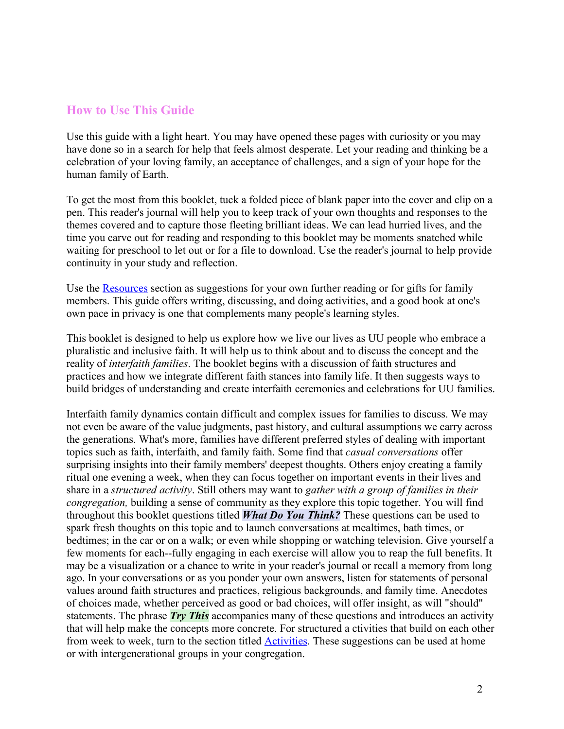## How to Use This Guide

Use this guide with a light heart. You may have opened these pages with curiosity or you may have done so in a search for help that feels almost desperate. Let your reading and thinking be a celebration of your loving family, an acceptance of challenges, and a sign of your hope for the human family of Earth.

To get the most from this booklet, tuck a folded piece of blank paper into the cover and clip on a pen. This reader's journal will help you to keep track of your own thoughts and responses to the themes covered and to capture those fleeting brilliant ideas. We can lead hurried lives, and the time you carve out for reading and responding to this booklet may be moments snatched while waiting for preschool to let out or for a file to download. Use the reader's journal to help provide continuity in your study and reflection.

Use the Resources section as suggestions for your own further reading or for gifts for family members. This guide offers writing, discussing, and doing activities, and a good book at one's own pace in privacy is one that complements many people's learning styles.

This booklet is designed to help us explore how we live our lives as UU people who embrace a pluralistic and inclusive faith. It will help us to think about and to discuss the concept and the reality of *interfaith families*. The booklet begins with a discussion of faith structures and practices and how we integrate different faith stances into family life. It then suggests ways to build bridges of understanding and create interfaith ceremonies and celebrations for UU families.

Interfaith family dynamics contain difficult and complex issues for families to discuss. We may not even be aware of the value judgments, past history, and cultural assumptions we carry across the generations. What's more, families have different preferred styles of dealing with important topics such as faith, interfaith, and family faith. Some find that *casual conversations* offer surprising insights into their family members' deepest thoughts. Others enjoy creating a family ritual one evening a week, when they can focus together on important events in their lives and share in a *structured activity*. Still others may want to *gather with a group of families in their congregation,* building a sense of community as they explore this topic together. You will find throughout this booklet questions titled ***What Do You Think?*** These questions can be used to spark fresh thoughts on this topic and to launch conversations at mealtimes, bath times, or bedtimes; in the car or on a walk; or even while shopping or watching television. Give yourself a few moments for each--fully engaging in each exercise will allow you to reap the full benefits. It may be a visualization or a chance to write in your reader's journal or recall a memory from long ago. In your conversations or as you ponder your own answers, listen for statements of personal values around faith structures and practices, religious backgrounds, and family time. Anecdotes of choices made, whether perceived as good or bad choices, will offer insight, as will "should" statements. The phrase ***Try This*** accompanies many of these questions and introduces an activity that will help make the concepts more concrete. For structured a ctivities that build on each other from week to week, turn to the section titled Activities. These suggestions can be used at home or with intergenerational groups in your congregation.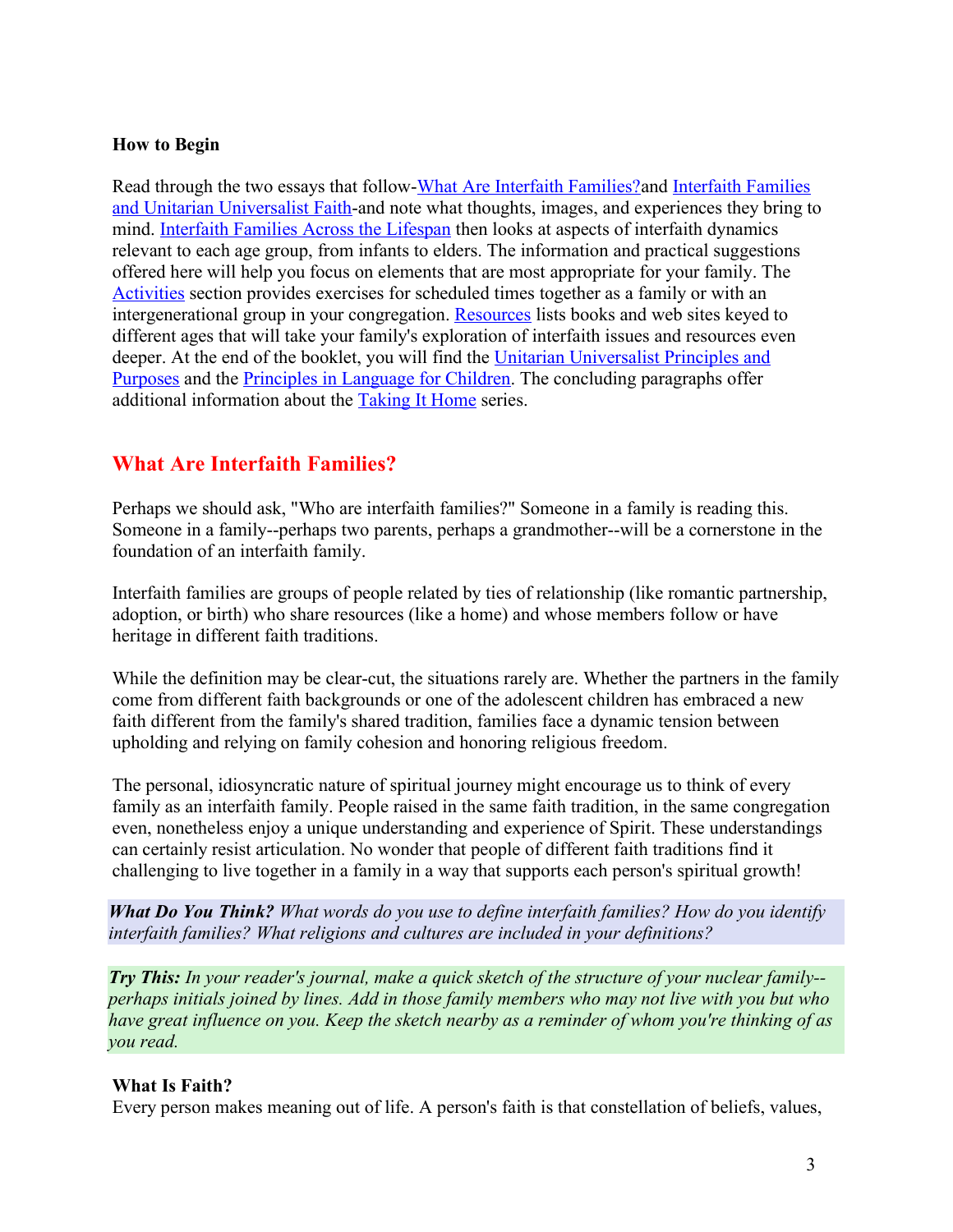**How to Begin**

Read through the two essays that follow-What Are Interfaith Families?and Interfaith Families and Unitarian Universalist Faith-and note what thoughts, images, and experiences they bring to mind. Interfaith Families Across the Lifespan then looks at aspects of interfaith dynamics relevant to each age group, from infants to elders. The information and practical suggestions offered here will help you focus on elements that are most appropriate for your family. The Activities section provides exercises for scheduled times together as a family or with an intergenerational group in your congregation. Resources lists books and web sites keyed to different ages that will take your family's exploration of interfaith issues and resources even deeper. At the end of the booklet, you will find the Unitarian Universalist Principles and Purposes and the Principles in Language for Children. The concluding paragraphs offer additional information about the Taking It Home series.

## What Are Interfaith Families?

Perhaps we should ask, "Who are interfaith families?" Someone in a family is reading this. Someone in a family--perhaps two parents, perhaps a grandmother--will be a cornerstone in the foundation of an interfaith family.

Interfaith families are groups of people related by ties of relationship (like romantic partnership, adoption, or birth) who share resources (like a home) and whose members follow or have heritage in different faith traditions.

While the definition may be clear-cut, the situations rarely are. Whether the partners in the family come from different faith backgrounds or one of the adolescent children has embraced a new faith different from the family's shared tradition, families face a dynamic tension between upholding and relying on family cohesion and honoring religious freedom.

The personal, idiosyncratic nature of spiritual journey might encourage us to think of every family as an interfaith family. People raised in the same faith tradition, in the same congregation even, nonetheless enjoy a unique understanding and experience of Spirit. These understandings can certainly resist articulation. No wonder that people of different faith traditions find it challenging to live together in a family in a way that supports each person's spiritual growth!

***What Do You Think?*** *What words do you use to define interfaith families? How do you identify interfaith families? What religions and cultures are included in your definitions?*

***Try This:*** *In your reader's journal, make a quick sketch of the structure of your nuclear family--perhaps initials joined by lines. Add in those family members who may not live with you but who have great influence on you. Keep the sketch nearby as a reminder of whom you're thinking of as you read.*

**What Is Faith?**

Every person makes meaning out of life. A person's faith is that constellation of beliefs, values,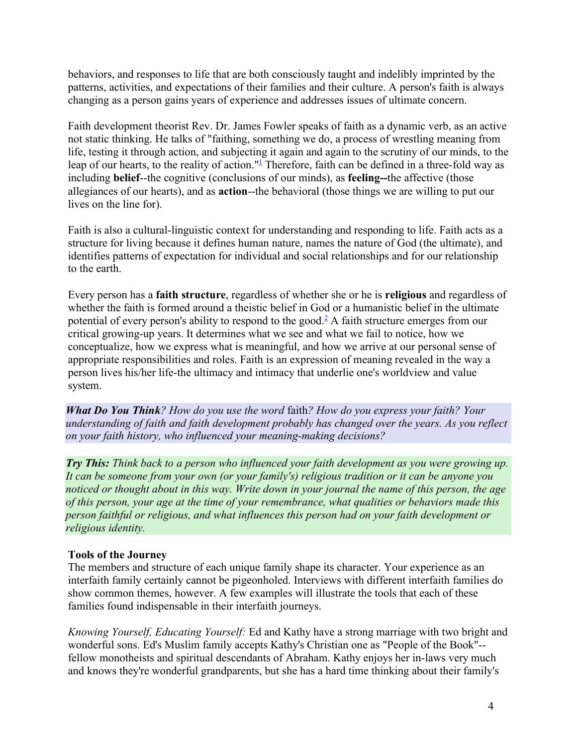behaviors, and responses to life that are both consciously taught and indelibly imprinted by the patterns, activities, and expectations of their families and their culture. A person's faith is always changing as a person gains years of experience and addresses issues of ultimate concern.

Faith development theorist Rev. Dr. James Fowler speaks of faith as a dynamic verb, as an active not static thinking. He talks of "faithing, something we do, a process of wrestling meaning from life, testing it through action, and subjecting it again and again to the scrutiny of our minds, to the leap of our hearts, to the reality of action."[1] Therefore, faith can be defined in a three-fold way as including **belief**--the cognitive (conclusions of our minds), as **feeling--**the affective (those allegiances of our hearts), and as **action**--the behavioral (those things we are willing to put our lives on the line for).

Faith is also a cultural-linguistic context for understanding and responding to life. Faith acts as a structure for living because it defines human nature, names the nature of God (the ultimate), and identifies patterns of expectation for individual and social relationships and for our relationship to the earth.

Every person has a **faith structure**, regardless of whether she or he is **religious** and regardless of whether the faith is formed around a theistic belief in God or a humanistic belief in the ultimate potential of every person's ability to respond to the good.[2] A faith structure emerges from our critical growing-up years. It determines what we see and what we fail to notice, how we conceptualize, how we express what is meaningful, and how we arrive at our personal sense of appropriate responsibilities and roles. Faith is an expression of meaning revealed in the way a person lives his/her life-the ultimacy and intimacy that underlie one's worldview and value system.

***What Do You Think****? How do you use the word* faith*? How do you express your faith? Your understanding of faith and faith development probably has changed over the years. As you reflect on your faith history, who influenced your meaning-making decisions?*

***Try This:*** *Think back to a person who influenced your faith development as you were growing up. It can be someone from your own (or your family's) religious tradition or it can be anyone you noticed or thought about in this way. Write down in your journal the name of this person, the age of this person, your age at the time of your remembrance, what qualities or behaviors made this person faithful or religious, and what influences this person had on your faith development or religious identity.*

**Tools of the Journey**

The members and structure of each unique family shape its character. Your experience as an interfaith family certainly cannot be pigeonholed. Interviews with different interfaith families do show common themes, however. A few examples will illustrate the tools that each of these families found indispensable in their interfaith journeys.

*Knowing Yourself, Educating Yourself:* Ed and Kathy have a strong marriage with two bright and wonderful sons. Ed's Muslim family accepts Kathy's Christian one as "People of the Book"--fellow monotheists and spiritual descendants of Abraham. Kathy enjoys her in-laws very much and knows they're wonderful grandparents, but she has a hard time thinking about their family's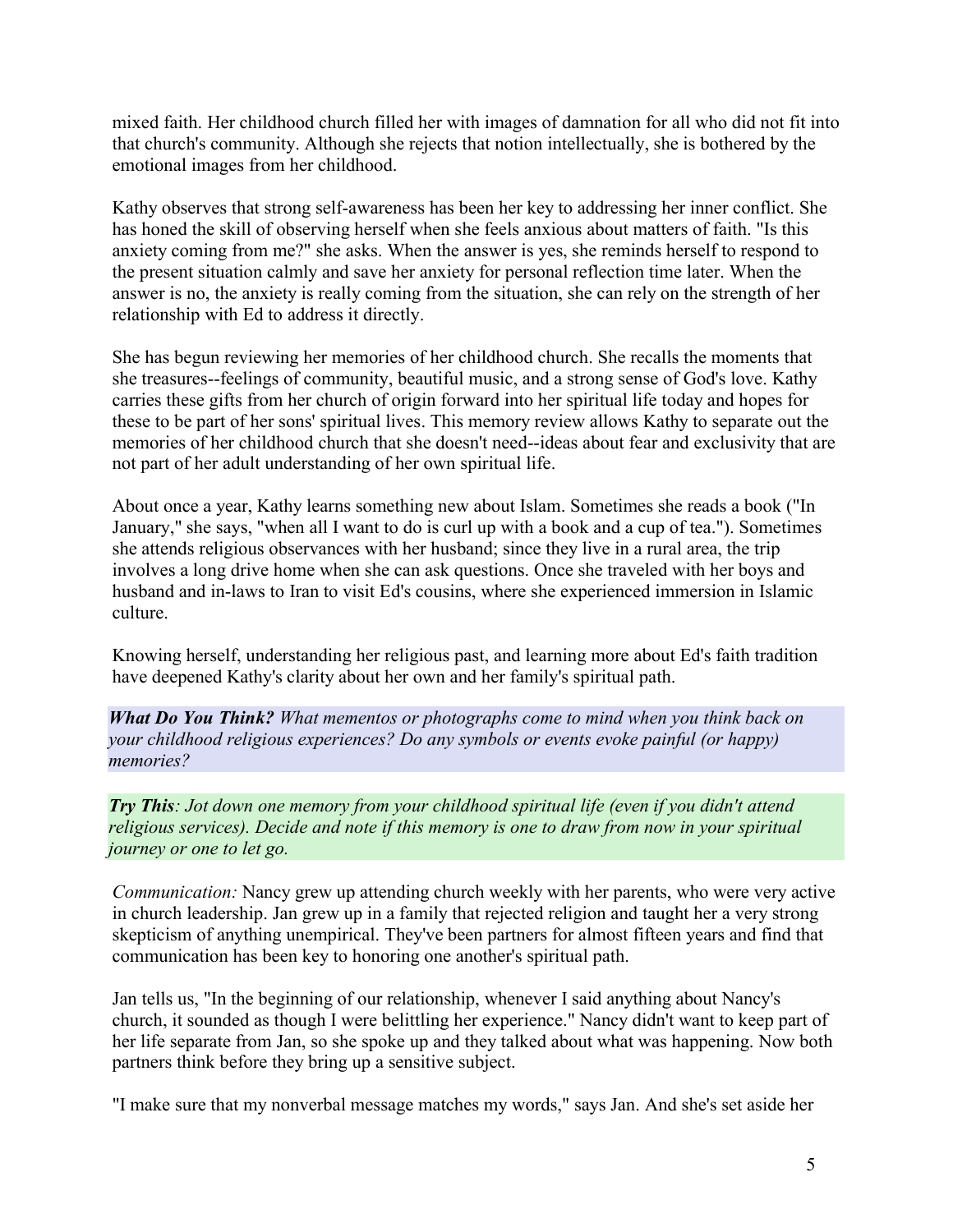mixed faith. Her childhood church filled her with images of damnation for all who did not fit into that church's community. Although she rejects that notion intellectually, she is bothered by the emotional images from her childhood.

Kathy observes that strong self-awareness has been her key to addressing her inner conflict. She has honed the skill of observing herself when she feels anxious about matters of faith. "Is this anxiety coming from me?" she asks. When the answer is yes, she reminds herself to respond to the present situation calmly and save her anxiety for personal reflection time later. When the answer is no, the anxiety is really coming from the situation, she can rely on the strength of her relationship with Ed to address it directly.

She has begun reviewing her memories of her childhood church. She recalls the moments that she treasures--feelings of community, beautiful music, and a strong sense of God's love. Kathy carries these gifts from her church of origin forward into her spiritual life today and hopes for these to be part of her sons' spiritual lives. This memory review allows Kathy to separate out the memories of her childhood church that she doesn't need--ideas about fear and exclusivity that are not part of her adult understanding of her own spiritual life.

About once a year, Kathy learns something new about Islam. Sometimes she reads a book ("In January," she says, "when all I want to do is curl up with a book and a cup of tea."). Sometimes she attends religious observances with her husband; since they live in a rural area, the trip involves a long drive home when she can ask questions. Once she traveled with her boys and husband and in-laws to Iran to visit Ed's cousins, where she experienced immersion in Islamic culture.

Knowing herself, understanding her religious past, and learning more about Ed's faith tradition have deepened Kathy's clarity about her own and her family's spiritual path.

***What Do You Think?*** *What mementos or photographs come to mind when you think back on your childhood religious experiences? Do any symbols or events evoke painful (or happy) memories?*

***Try This****: Jot down one memory from your childhood spiritual life (even if you didn't attend religious services). Decide and note if this memory is one to draw from now in your spiritual journey or one to let go.*

*Communication:* Nancy grew up attending church weekly with her parents, who were very active in church leadership. Jan grew up in a family that rejected religion and taught her a very strong skepticism of anything unempirical. They've been partners for almost fifteen years and find that communication has been key to honoring one another's spiritual path.

Jan tells us, "In the beginning of our relationship, whenever I said anything about Nancy's church, it sounded as though I were belittling her experience." Nancy didn't want to keep part of her life separate from Jan, so she spoke up and they talked about what was happening. Now both partners think before they bring up a sensitive subject.

"I make sure that my nonverbal message matches my words," says Jan. And she's set aside her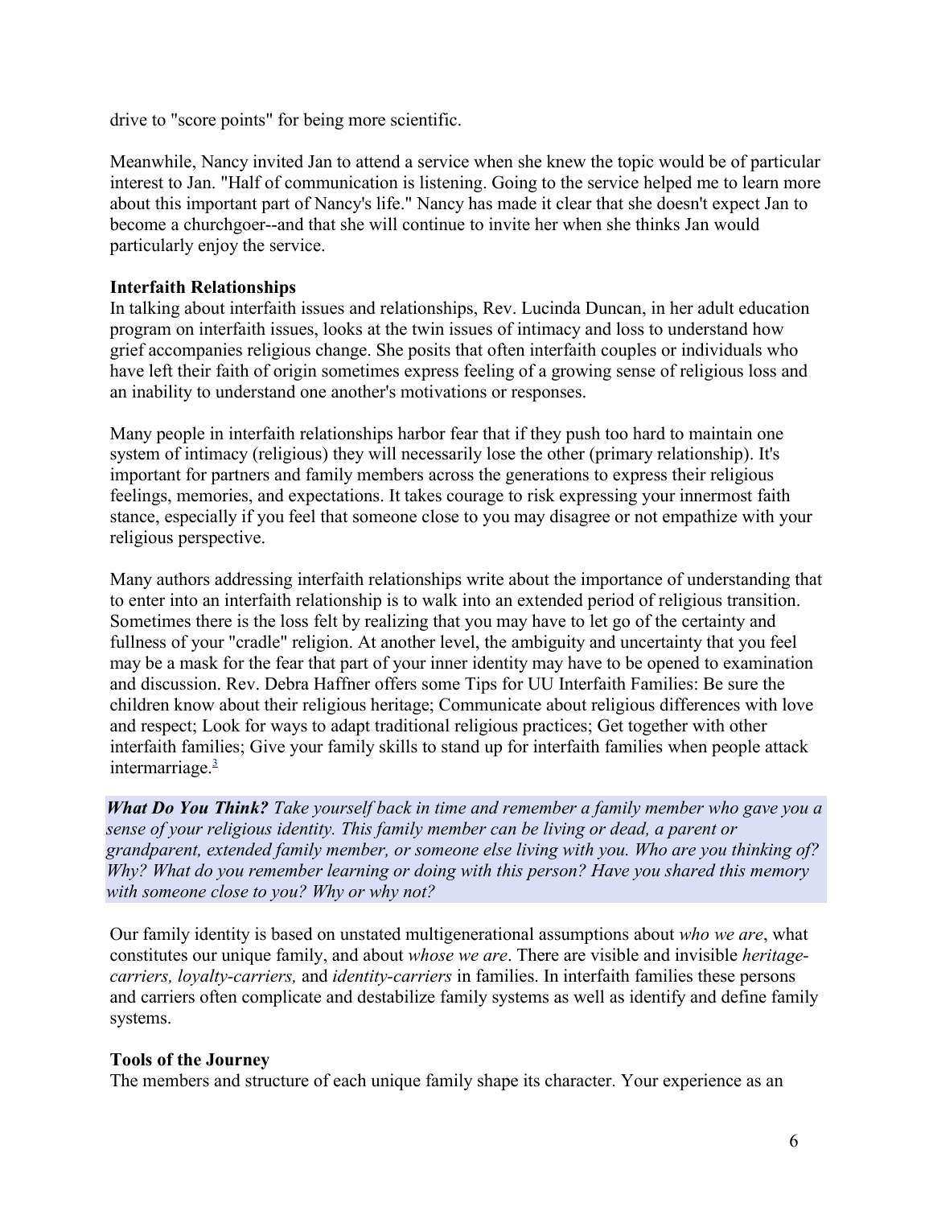drive to "score points" for being more scientific.

Meanwhile, Nancy invited Jan to attend a service when she knew the topic would be of particular interest to Jan. "Half of communication is listening. Going to the service helped me to learn more about this important part of Nancy's life." Nancy has made it clear that she doesn't expect Jan to become a churchgoer--and that she will continue to invite her when she thinks Jan would particularly enjoy the service.

**Interfaith Relationships**

In talking about interfaith issues and relationships, Rev. Lucinda Duncan, in her adult education program on interfaith issues, looks at the twin issues of intimacy and loss to understand how grief accompanies religious change. She posits that often interfaith couples or individuals who have left their faith of origin sometimes express feeling of a growing sense of religious loss and an inability to understand one another's motivations or responses.

Many people in interfaith relationships harbor fear that if they push too hard to maintain one system of intimacy (religious) they will necessarily lose the other (primary relationship). It's important for partners and family members across the generations to express their religious feelings, memories, and expectations. It takes courage to risk expressing your innermost faith stance, especially if you feel that someone close to you may disagree or not empathize with your religious perspective.

Many authors addressing interfaith relationships write about the importance of understanding that to enter into an interfaith relationship is to walk into an extended period of religious transition. Sometimes there is the loss felt by realizing that you may have to let go of the certainty and fullness of your "cradle" religion. At another level, the ambiguity and uncertainty that you feel may be a mask for the fear that part of your inner identity may have to be opened to examination and discussion. Rev. Debra Haffner offers some Tips for UU Interfaith Families: Be sure the children know about their religious heritage; Communicate about religious differences with love and respect; Look for ways to adapt traditional religious practices; Get together with other interfaith families; Give your family skills to stand up for interfaith families when people attack intermarriage.[3]

***What Do You Think?*** *Take yourself back in time and remember a family member who gave you a sense of your religious identity. This family member can be living or dead, a parent or grandparent, extended family member, or someone else living with you. Who are you thinking of? Why? What do you remember learning or doing with this person? Have you shared this memory with someone close to you? Why or why not?*

Our family identity is based on unstated multigenerational assumptions about *who we are*, what constitutes our unique family, and about *whose we are*. There are visible and invisible *heritage-carriers, loyalty-carriers,* and *identity-carriers* in families. In interfaith families these persons and carriers often complicate and destabilize family systems as well as identify and define family systems.

**Tools of the Journey**

The members and structure of each unique family shape its character. Your experience as an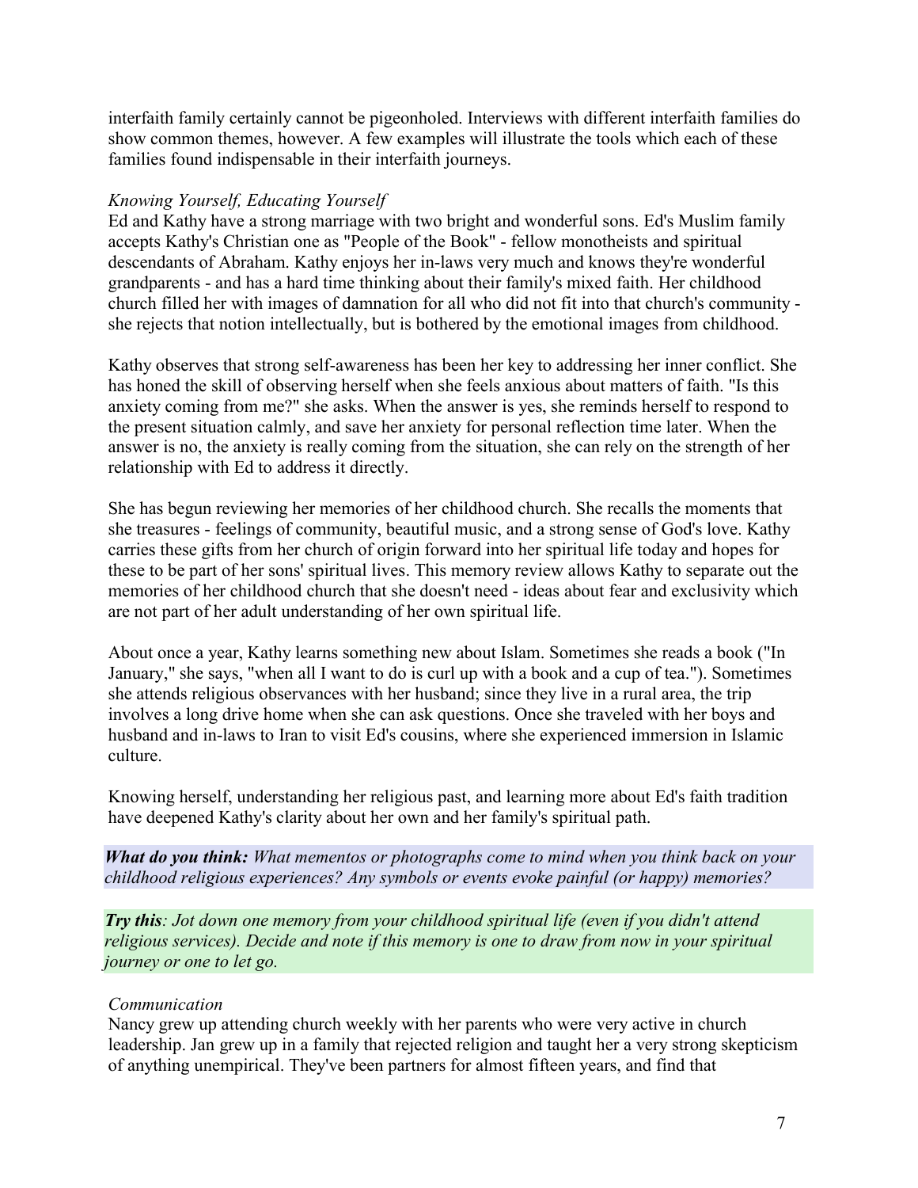interfaith family certainly cannot be pigeonholed. Interviews with different interfaith families do show common themes, however. A few examples will illustrate the tools which each of these families found indispensable in their interfaith journeys.

*Knowing Yourself, Educating Yourself*

Ed and Kathy have a strong marriage with two bright and wonderful sons. Ed's Muslim family accepts Kathy's Christian one as "People of the Book" - fellow monotheists and spiritual descendants of Abraham. Kathy enjoys her in-laws very much and knows they're wonderful grandparents - and has a hard time thinking about their family's mixed faith. Her childhood church filled her with images of damnation for all who did not fit into that church's community - she rejects that notion intellectually, but is bothered by the emotional images from childhood.

Kathy observes that strong self-awareness has been her key to addressing her inner conflict. She has honed the skill of observing herself when she feels anxious about matters of faith. "Is this anxiety coming from me?" she asks. When the answer is yes, she reminds herself to respond to the present situation calmly, and save her anxiety for personal reflection time later. When the answer is no, the anxiety is really coming from the situation, she can rely on the strength of her relationship with Ed to address it directly.

She has begun reviewing her memories of her childhood church. She recalls the moments that she treasures - feelings of community, beautiful music, and a strong sense of God's love. Kathy carries these gifts from her church of origin forward into her spiritual life today and hopes for these to be part of her sons' spiritual lives. This memory review allows Kathy to separate out the memories of her childhood church that she doesn't need - ideas about fear and exclusivity which are not part of her adult understanding of her own spiritual life.

About once a year, Kathy learns something new about Islam. Sometimes she reads a book ("In January," she says, "when all I want to do is curl up with a book and a cup of tea."). Sometimes she attends religious observances with her husband; since they live in a rural area, the trip involves a long drive home when she can ask questions. Once she traveled with her boys and husband and in-laws to Iran to visit Ed's cousins, where she experienced immersion in Islamic culture.

Knowing herself, understanding her religious past, and learning more about Ed's faith tradition have deepened Kathy's clarity about her own and her family's spiritual path.

***What do you think:*** *What mementos or photographs come to mind when you think back on your childhood religious experiences? Any symbols or events evoke painful (or happy) memories?*

***Try this****: Jot down one memory from your childhood spiritual life (even if you didn't attend religious services). Decide and note if this memory is one to draw from now in your spiritual journey or one to let go.*

*Communication*

Nancy grew up attending church weekly with her parents who were very active in church leadership. Jan grew up in a family that rejected religion and taught her a very strong skepticism of anything unempirical. They've been partners for almost fifteen years, and find that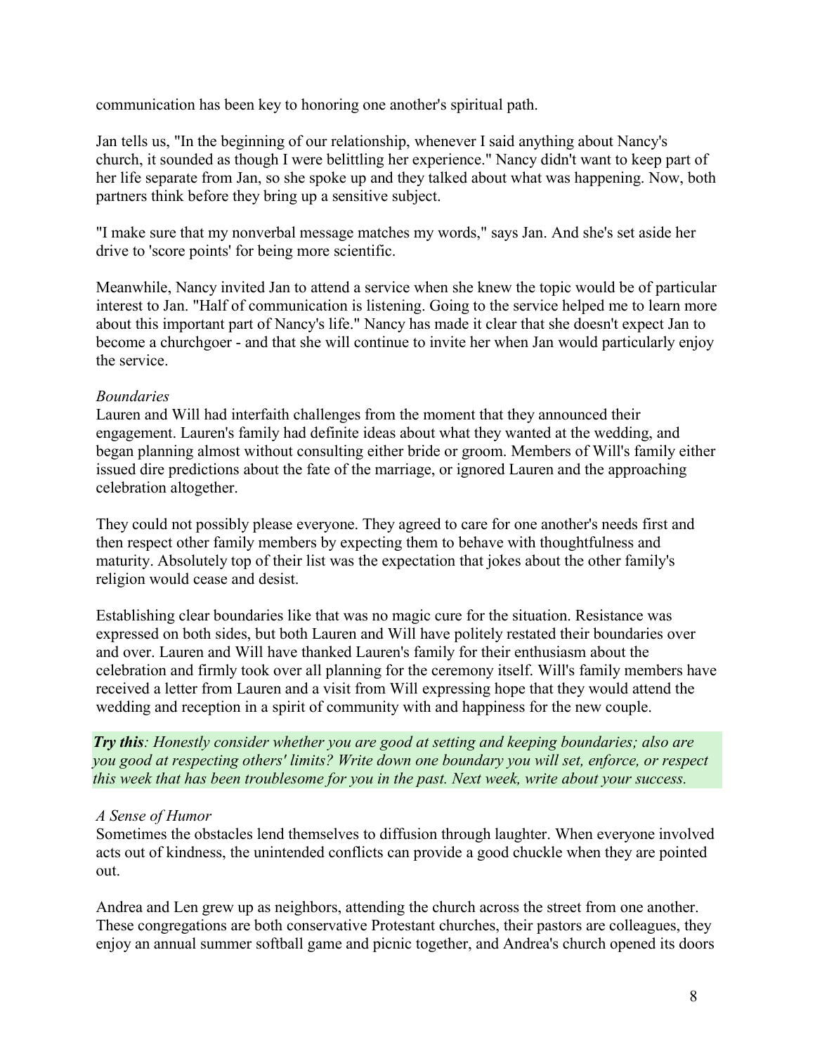communication has been key to honoring one another's spiritual path.

Jan tells us, "In the beginning of our relationship, whenever I said anything about Nancy's church, it sounded as though I were belittling her experience." Nancy didn't want to keep part of her life separate from Jan, so she spoke up and they talked about what was happening. Now, both partners think before they bring up a sensitive subject.

"I make sure that my nonverbal message matches my words," says Jan. And she's set aside her drive to 'score points' for being more scientific.

Meanwhile, Nancy invited Jan to attend a service when she knew the topic would be of particular interest to Jan. "Half of communication is listening. Going to the service helped me to learn more about this important part of Nancy's life." Nancy has made it clear that she doesn't expect Jan to become a churchgoer - and that she will continue to invite her when Jan would particularly enjoy the service.

*Boundaries*

Lauren and Will had interfaith challenges from the moment that they announced their engagement. Lauren's family had definite ideas about what they wanted at the wedding, and began planning almost without consulting either bride or groom. Members of Will's family either issued dire predictions about the fate of the marriage, or ignored Lauren and the approaching celebration altogether.

They could not possibly please everyone. They agreed to care for one another's needs first and then respect other family members by expecting them to behave with thoughtfulness and maturity. Absolutely top of their list was the expectation that jokes about the other family's religion would cease and desist.

Establishing clear boundaries like that was no magic cure for the situation. Resistance was expressed on both sides, but both Lauren and Will have politely restated their boundaries over and over. Lauren and Will have thanked Lauren's family for their enthusiasm about the celebration and firmly took over all planning for the ceremony itself. Will's family members have received a letter from Lauren and a visit from Will expressing hope that they would attend the wedding and reception in a spirit of community with and happiness for the new couple.

***Try this**: Honestly consider whether you are good at setting and keeping boundaries; also are you good at respecting others' limits? Write down one boundary you will set, enforce, or respect this week that has been troublesome for you in the past. Next week, write about your success.*

*A Sense of Humor*

Sometimes the obstacles lend themselves to diffusion through laughter. When everyone involved acts out of kindness, the unintended conflicts can provide a good chuckle when they are pointed out.

Andrea and Len grew up as neighbors, attending the church across the street from one another. These congregations are both conservative Protestant churches, their pastors are colleagues, they enjoy an annual summer softball game and picnic together, and Andrea's church opened its doors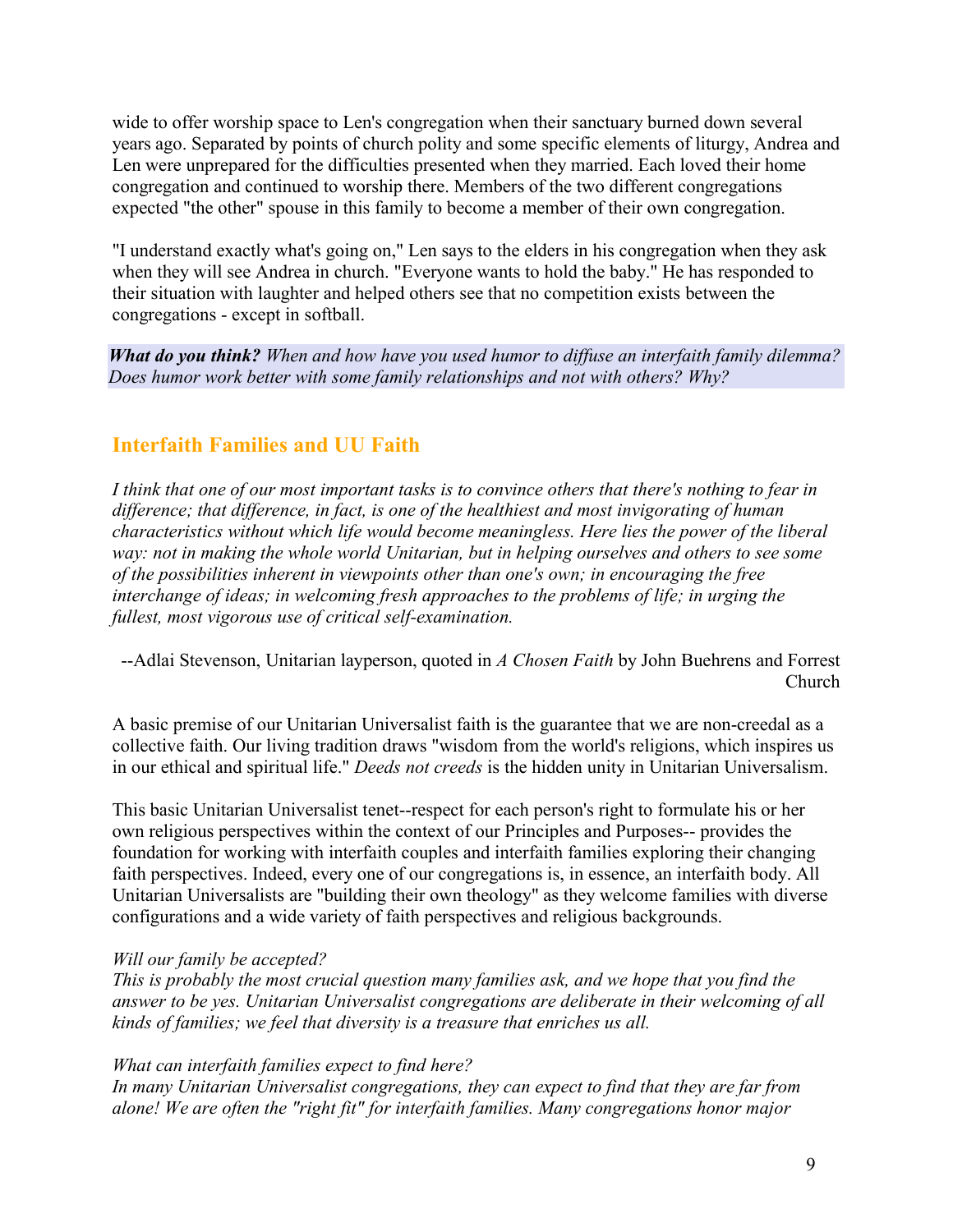wide to offer worship space to Len's congregation when their sanctuary burned down several years ago. Separated by points of church polity and some specific elements of liturgy, Andrea and Len were unprepared for the difficulties presented when they married. Each loved their home congregation and continued to worship there. Members of the two different congregations expected "the other" spouse in this family to become a member of their own congregation.

"I understand exactly what's going on," Len says to the elders in his congregation when they ask when they will see Andrea in church. "Everyone wants to hold the baby." He has responded to their situation with laughter and helped others see that no competition exists between the congregations - except in softball.

***What do you think?*** *When and how have you used humor to diffuse an interfaith family dilemma? Does humor work better with some family relationships and not with others? Why?*

## Interfaith Families and UU Faith

*I think that one of our most important tasks is to convince others that there's nothing to fear in difference; that difference, in fact, is one of the healthiest and most invigorating of human characteristics without which life would become meaningless. Here lies the power of the liberal way: not in making the whole world Unitarian, but in helping ourselves and others to see some of the possibilities inherent in viewpoints other than one's own; in encouraging the free interchange of ideas; in welcoming fresh approaches to the problems of life; in urging the fullest, most vigorous use of critical self-examination.*

--Adlai Stevenson, Unitarian layperson, quoted in *A Chosen Faith* by John Buehrens and Forrest Church

A basic premise of our Unitarian Universalist faith is the guarantee that we are non-creedal as a collective faith. Our living tradition draws "wisdom from the world's religions, which inspires us in our ethical and spiritual life." *Deeds not creeds* is the hidden unity in Unitarian Universalism.

This basic Unitarian Universalist tenet--respect for each person's right to formulate his or her own religious perspectives within the context of our Principles and Purposes-- provides the foundation for working with interfaith couples and interfaith families exploring their changing faith perspectives. Indeed, every one of our congregations is, in essence, an interfaith body. All Unitarian Universalists are "building their own theology" as they welcome families with diverse configurations and a wide variety of faith perspectives and religious backgrounds.

*Will our family be accepted?*
*This is probably the most crucial question many families ask, and we hope that you find the answer to be yes. Unitarian Universalist congregations are deliberate in their welcoming of all kinds of families; we feel that diversity is a treasure that enriches us all.*

*What can interfaith families expect to find here?*
*In many Unitarian Universalist congregations, they can expect to find that they are far from alone! We are often the "right fit" for interfaith families. Many congregations honor major*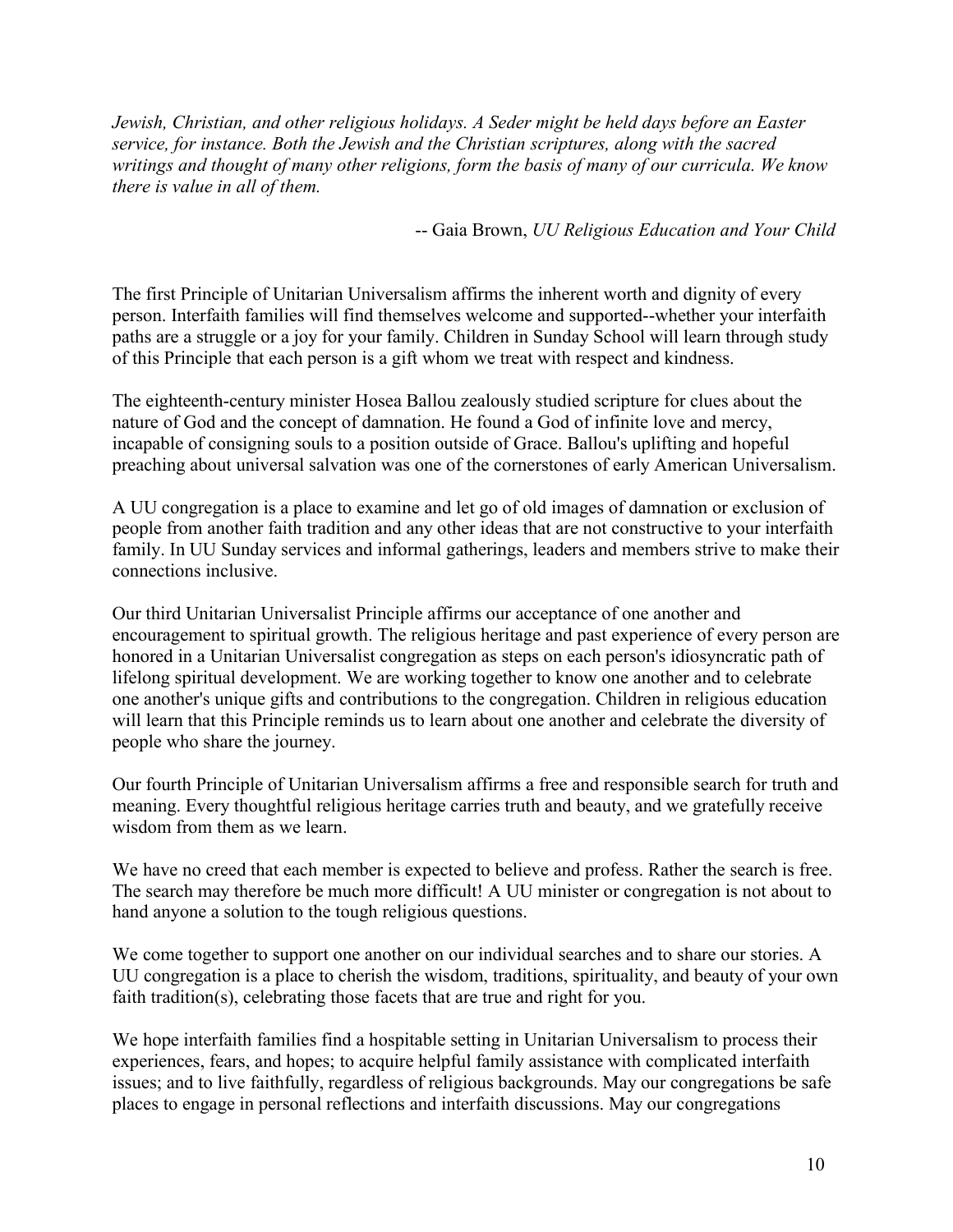*Jewish, Christian, and other religious holidays. A Seder might be held days before an Easter service, for instance. Both the Jewish and the Christian scriptures, along with the sacred writings and thought of many other religions, form the basis of many of our curricula. We know there is value in all of them.*

-- Gaia Brown, *UU Religious Education and Your Child*

The first Principle of Unitarian Universalism affirms the inherent worth and dignity of every person. Interfaith families will find themselves welcome and supported--whether your interfaith paths are a struggle or a joy for your family. Children in Sunday School will learn through study of this Principle that each person is a gift whom we treat with respect and kindness.

The eighteenth-century minister Hosea Ballou zealously studied scripture for clues about the nature of God and the concept of damnation. He found a God of infinite love and mercy, incapable of consigning souls to a position outside of Grace. Ballou's uplifting and hopeful preaching about universal salvation was one of the cornerstones of early American Universalism.

A UU congregation is a place to examine and let go of old images of damnation or exclusion of people from another faith tradition and any other ideas that are not constructive to your interfaith family. In UU Sunday services and informal gatherings, leaders and members strive to make their connections inclusive.

Our third Unitarian Universalist Principle affirms our acceptance of one another and encouragement to spiritual growth. The religious heritage and past experience of every person are honored in a Unitarian Universalist congregation as steps on each person's idiosyncratic path of lifelong spiritual development. We are working together to know one another and to celebrate one another's unique gifts and contributions to the congregation. Children in religious education will learn that this Principle reminds us to learn about one another and celebrate the diversity of people who share the journey.

Our fourth Principle of Unitarian Universalism affirms a free and responsible search for truth and meaning. Every thoughtful religious heritage carries truth and beauty, and we gratefully receive wisdom from them as we learn.

We have no creed that each member is expected to believe and profess. Rather the search is free. The search may therefore be much more difficult! A UU minister or congregation is not about to hand anyone a solution to the tough religious questions.

We come together to support one another on our individual searches and to share our stories. A UU congregation is a place to cherish the wisdom, traditions, spirituality, and beauty of your own faith tradition(s), celebrating those facets that are true and right for you.

We hope interfaith families find a hospitable setting in Unitarian Universalism to process their experiences, fears, and hopes; to acquire helpful family assistance with complicated interfaith issues; and to live faithfully, regardless of religious backgrounds. May our congregations be safe places to engage in personal reflections and interfaith discussions. May our congregations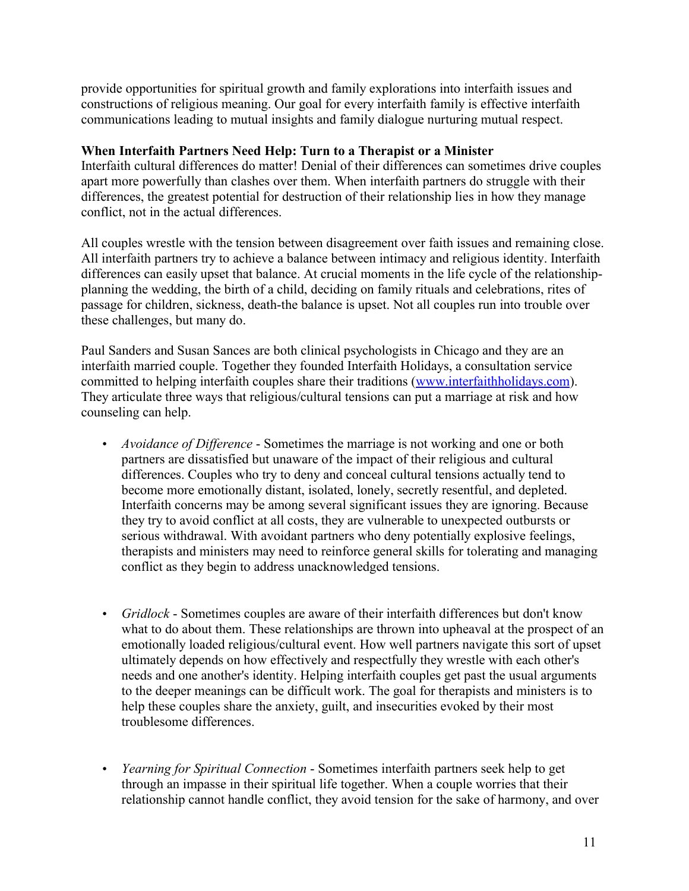provide opportunities for spiritual growth and family explorations into interfaith issues and constructions of religious meaning. Our goal for every interfaith family is effective interfaith communications leading to mutual insights and family dialogue nurturing mutual respect.

**When Interfaith Partners Need Help: Turn to a Therapist or a Minister**

Interfaith cultural differences do matter! Denial of their differences can sometimes drive couples apart more powerfully than clashes over them. When interfaith partners do struggle with their differences, the greatest potential for destruction of their relationship lies in how they manage conflict, not in the actual differences.

All couples wrestle with the tension between disagreement over faith issues and remaining close. All interfaith partners try to achieve a balance between intimacy and religious identity. Interfaith differences can easily upset that balance. At crucial moments in the life cycle of the relationship-planning the wedding, the birth of a child, deciding on family rituals and celebrations, rites of passage for children, sickness, death-the balance is upset. Not all couples run into trouble over these challenges, but many do.

Paul Sanders and Susan Sances are both clinical psychologists in Chicago and they are an interfaith married couple. Together they founded Interfaith Holidays, a consultation service committed to helping interfaith couples share their traditions (www.interfaithholidays.com). They articulate three ways that religious/cultural tensions can put a marriage at risk and how counseling can help.

- *Avoidance of Difference* - Sometimes the marriage is not working and one or both partners are dissatisfied but unaware of the impact of their religious and cultural differences. Couples who try to deny and conceal cultural tensions actually tend to become more emotionally distant, isolated, lonely, secretly resentful, and depleted. Interfaith concerns may be among several significant issues they are ignoring. Because they try to avoid conflict at all costs, they are vulnerable to unexpected outbursts or serious withdrawal. With avoidant partners who deny potentially explosive feelings, therapists and ministers may need to reinforce general skills for tolerating and managing conflict as they begin to address unacknowledged tensions.

- *Gridlock* - Sometimes couples are aware of their interfaith differences but don't know what to do about them. These relationships are thrown into upheaval at the prospect of an emotionally loaded religious/cultural event. How well partners navigate this sort of upset ultimately depends on how effectively and respectfully they wrestle with each other's needs and one another's identity. Helping interfaith couples get past the usual arguments to the deeper meanings can be difficult work. The goal for therapists and ministers is to help these couples share the anxiety, guilt, and insecurities evoked by their most troublesome differences.

- *Yearning for Spiritual Connection* - Sometimes interfaith partners seek help to get through an impasse in their spiritual life together. When a couple worries that their relationship cannot handle conflict, they avoid tension for the sake of harmony, and over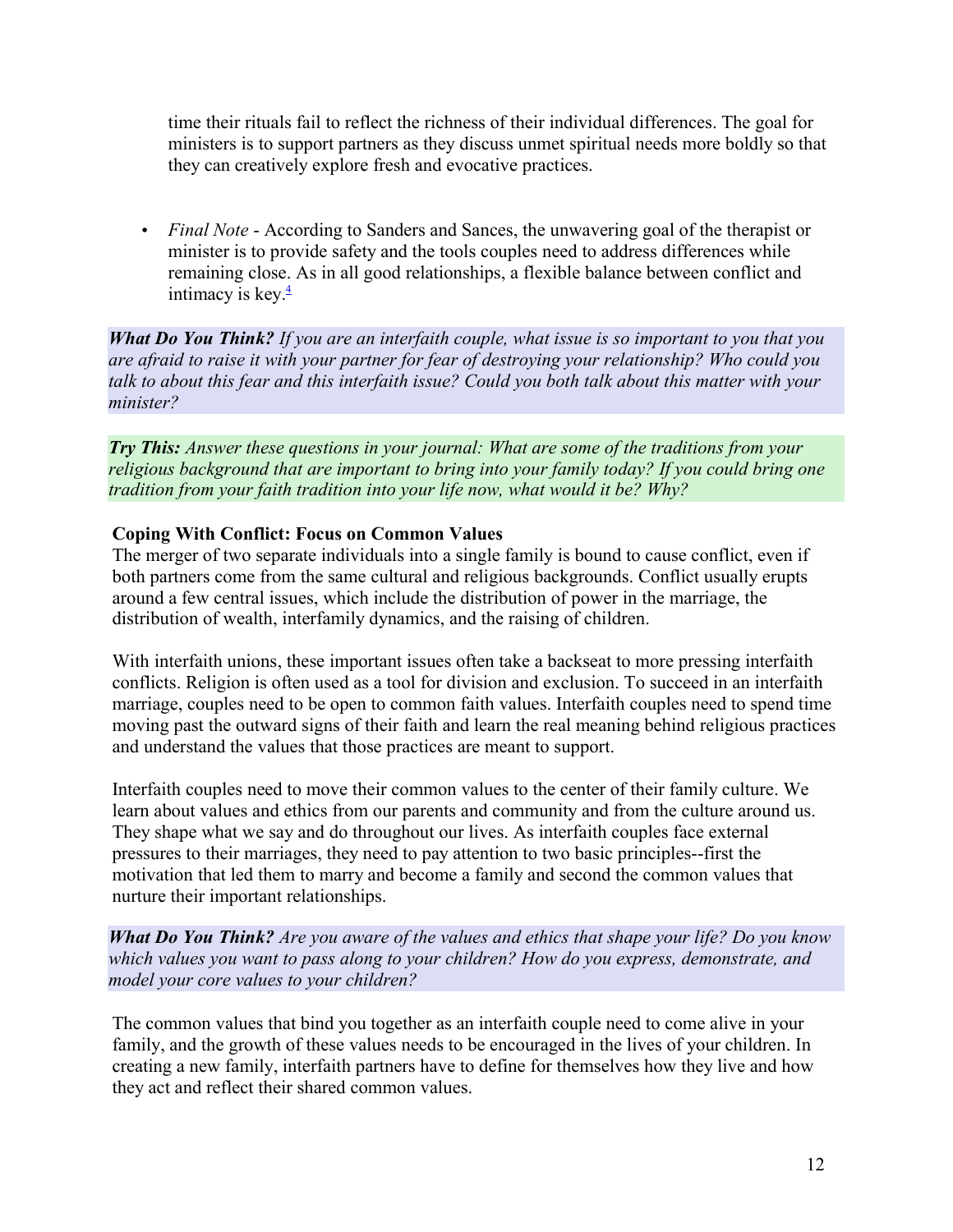time their rituals fail to reflect the richness of their individual differences. The goal for ministers is to support partners as they discuss unmet spiritual needs more boldly so that they can creatively explore fresh and evocative practices.

- *Final Note* - According to Sanders and Sances, the unwavering goal of the therapist or minister is to provide safety and the tools couples need to address differences while remaining close. As in all good relationships, a flexible balance between conflict and intimacy is key.[4]

***What Do You Think?*** *If you are an interfaith couple, what issue is so important to you that you are afraid to raise it with your partner for fear of destroying your relationship? Who could you talk to about this fear and this interfaith issue? Could you both talk about this matter with your minister?*

***Try This:*** *Answer these questions in your journal: What are some of the traditions from your religious background that are important to bring into your family today? If you could bring one tradition from your faith tradition into your life now, what would it be? Why?*

**Coping With Conflict: Focus on Common Values**

The merger of two separate individuals into a single family is bound to cause conflict, even if both partners come from the same cultural and religious backgrounds. Conflict usually erupts around a few central issues, which include the distribution of power in the marriage, the distribution of wealth, interfamily dynamics, and the raising of children.

With interfaith unions, these important issues often take a backseat to more pressing interfaith conflicts. Religion is often used as a tool for division and exclusion. To succeed in an interfaith marriage, couples need to be open to common faith values. Interfaith couples need to spend time moving past the outward signs of their faith and learn the real meaning behind religious practices and understand the values that those practices are meant to support.

Interfaith couples need to move their common values to the center of their family culture. We learn about values and ethics from our parents and community and from the culture around us. They shape what we say and do throughout our lives. As interfaith couples face external pressures to their marriages, they need to pay attention to two basic principles--first the motivation that led them to marry and become a family and second the common values that nurture their important relationships.

***What Do You Think?*** *Are you aware of the values and ethics that shape your life? Do you know which values you want to pass along to your children? How do you express, demonstrate, and model your core values to your children?*

The common values that bind you together as an interfaith couple need to come alive in your family, and the growth of these values needs to be encouraged in the lives of your children. In creating a new family, interfaith partners have to define for themselves how they live and how they act and reflect their shared common values.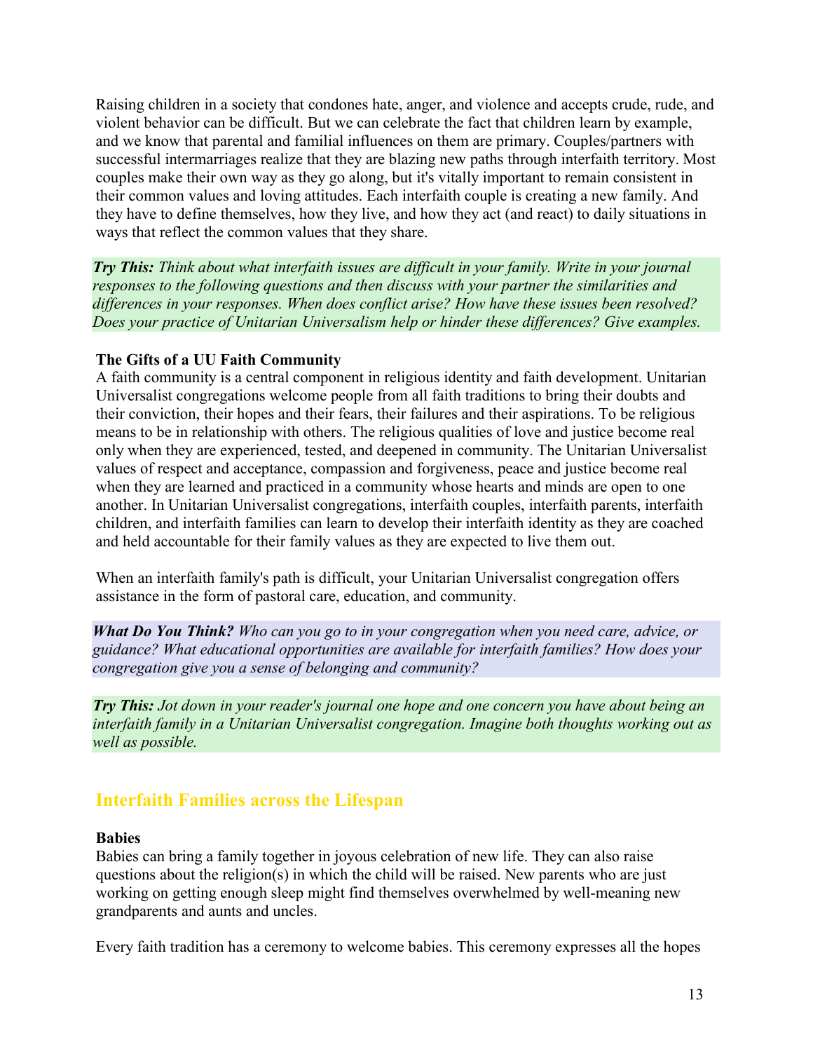Raising children in a society that condones hate, anger, and violence and accepts crude, rude, and violent behavior can be difficult. But we can celebrate the fact that children learn by example, and we know that parental and familial influences on them are primary. Couples/partners with successful intermarriages realize that they are blazing new paths through interfaith territory. Most couples make their own way as they go along, but it's vitally important to remain consistent in their common values and loving attitudes. Each interfaith couple is creating a new family. And they have to define themselves, how they live, and how they act (and react) to daily situations in ways that reflect the common values that they share.

***Try This:*** *Think about what interfaith issues are difficult in your family. Write in your journal responses to the following questions and then discuss with your partner the similarities and differences in your responses. When does conflict arise? How have these issues been resolved? Does your practice of Unitarian Universalism help or hinder these differences? Give examples.*

**The Gifts of a UU Faith Community**

A faith community is a central component in religious identity and faith development. Unitarian Universalist congregations welcome people from all faith traditions to bring their doubts and their conviction, their hopes and their fears, their failures and their aspirations. To be religious means to be in relationship with others. The religious qualities of love and justice become real only when they are experienced, tested, and deepened in community. The Unitarian Universalist values of respect and acceptance, compassion and forgiveness, peace and justice become real when they are learned and practiced in a community whose hearts and minds are open to one another. In Unitarian Universalist congregations, interfaith couples, interfaith parents, interfaith children, and interfaith families can learn to develop their interfaith identity as they are coached and held accountable for their family values as they are expected to live them out.

When an interfaith family's path is difficult, your Unitarian Universalist congregation offers assistance in the form of pastoral care, education, and community.

***What Do You Think?*** *Who can you go to in your congregation when you need care, advice, or guidance? What educational opportunities are available for interfaith families? How does your congregation give you a sense of belonging and community?*

***Try This:*** *Jot down in your reader's journal one hope and one concern you have about being an interfaith family in a Unitarian Universalist congregation. Imagine both thoughts working out as well as possible.*

## Interfaith Families across the Lifespan

**Babies**

Babies can bring a family together in joyous celebration of new life. They can also raise questions about the religion(s) in which the child will be raised. New parents who are just working on getting enough sleep might find themselves overwhelmed by well-meaning new grandparents and aunts and uncles.

Every faith tradition has a ceremony to welcome babies. This ceremony expresses all the hopes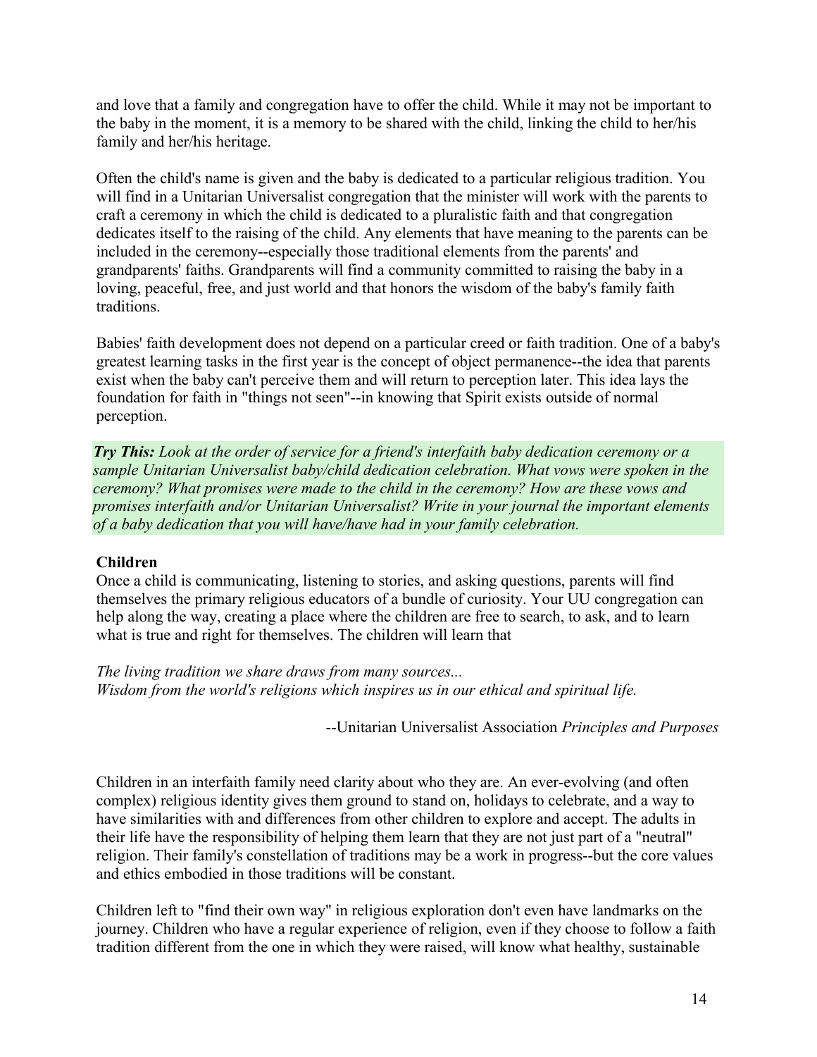and love that a family and congregation have to offer the child. While it may not be important to the baby in the moment, it is a memory to be shared with the child, linking the child to her/his family and her/his heritage.

Often the child's name is given and the baby is dedicated to a particular religious tradition. You will find in a Unitarian Universalist congregation that the minister will work with the parents to craft a ceremony in which the child is dedicated to a pluralistic faith and that congregation dedicates itself to the raising of the child. Any elements that have meaning to the parents can be included in the ceremony--especially those traditional elements from the parents' and grandparents' faiths. Grandparents will find a community committed to raising the baby in a loving, peaceful, free, and just world and that honors the wisdom of the baby's family faith traditions.

Babies' faith development does not depend on a particular creed or faith tradition. One of a baby's greatest learning tasks in the first year is the concept of object permanence--the idea that parents exist when the baby can't perceive them and will return to perception later. This idea lays the foundation for faith in "things not seen"--in knowing that Spirit exists outside of normal perception.

***Try This:*** *Look at the order of service for a friend's interfaith baby dedication ceremony or a sample Unitarian Universalist baby/child dedication celebration. What vows were spoken in the ceremony? What promises were made to the child in the ceremony? How are these vows and promises interfaith and/or Unitarian Universalist? Write in your journal the important elements of a baby dedication that you will have/have had in your family celebration.*

**Children**

Once a child is communicating, listening to stories, and asking questions, parents will find themselves the primary religious educators of a bundle of curiosity. Your UU congregation can help along the way, creating a place where the children are free to search, to ask, and to learn what is true and right for themselves. The children will learn that

*The living tradition we share draws from many sources...*
*Wisdom from the world's religions which inspires us in our ethical and spiritual life.*

--Unitarian Universalist Association *Principles and Purposes*

Children in an interfaith family need clarity about who they are. An ever-evolving (and often complex) religious identity gives them ground to stand on, holidays to celebrate, and a way to have similarities with and differences from other children to explore and accept. The adults in their life have the responsibility of helping them learn that they are not just part of a "neutral" religion. Their family's constellation of traditions may be a work in progress--but the core values and ethics embodied in those traditions will be constant.

Children left to "find their own way" in religious exploration don't even have landmarks on the journey. Children who have a regular experience of religion, even if they choose to follow a faith tradition different from the one in which they were raised, will know what healthy, sustainable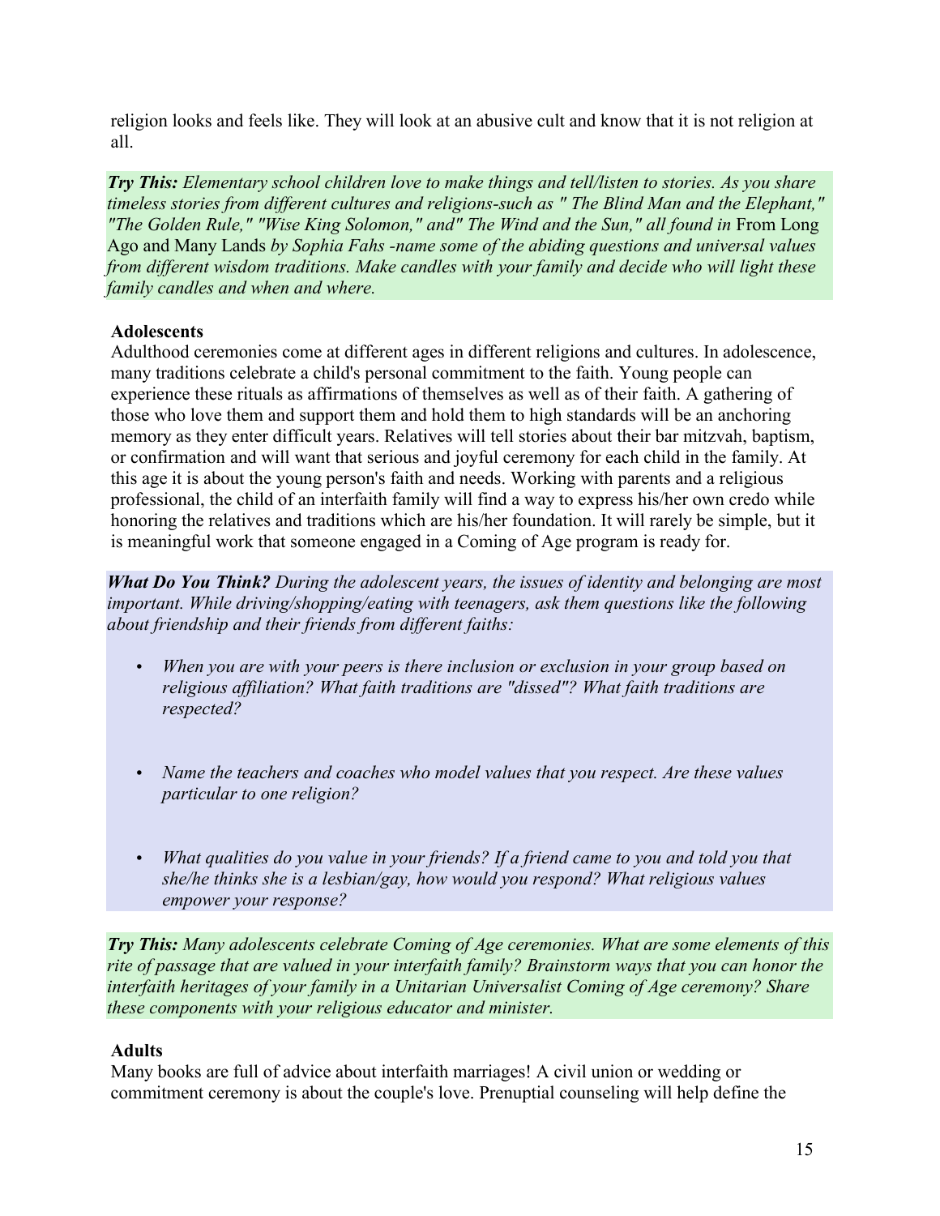religion looks and feels like. They will look at an abusive cult and know that it is not religion at all.

***Try This:*** *Elementary school children love to make things and tell/listen to stories. As you share timeless stories from different cultures and religions-such as " The Blind Man and the Elephant," "The Golden Rule," "Wise King Solomon," and" The Wind and the Sun," all found in* From Long Ago and Many Lands *by Sophia Fahs -name some of the abiding questions and universal values from different wisdom traditions. Make candles with your family and decide who will light these family candles and when and where.*

**Adolescents**

Adulthood ceremonies come at different ages in different religions and cultures. In adolescence, many traditions celebrate a child's personal commitment to the faith. Young people can experience these rituals as affirmations of themselves as well as of their faith. A gathering of those who love them and support them and hold them to high standards will be an anchoring memory as they enter difficult years. Relatives will tell stories about their bar mitzvah, baptism, or confirmation and will want that serious and joyful ceremony for each child in the family. At this age it is about the young person's faith and needs. Working with parents and a religious professional, the child of an interfaith family will find a way to express his/her own credo while honoring the relatives and traditions which are his/her foundation. It will rarely be simple, but it is meaningful work that someone engaged in a Coming of Age program is ready for.

***What Do You Think?*** *During the adolescent years, the issues of identity and belonging are most important. While driving/shopping/eating with teenagers, ask them questions like the following about friendship and their friends from different faiths:*

- *When you are with your peers is there inclusion or exclusion in your group based on religious affiliation? What faith traditions are "dissed"? What faith traditions are respected?*
- *Name the teachers and coaches who model values that you respect. Are these values particular to one religion?*
- *What qualities do you value in your friends? If a friend came to you and told you that she/he thinks she is a lesbian/gay, how would you respond? What religious values empower your response?*

***Try This:*** *Many adolescents celebrate Coming of Age ceremonies. What are some elements of this rite of passage that are valued in your interfaith family? Brainstorm ways that you can honor the interfaith heritages of your family in a Unitarian Universalist Coming of Age ceremony? Share these components with your religious educator and minister.*

**Adults**

Many books are full of advice about interfaith marriages! A civil union or wedding or commitment ceremony is about the couple's love. Prenuptial counseling will help define the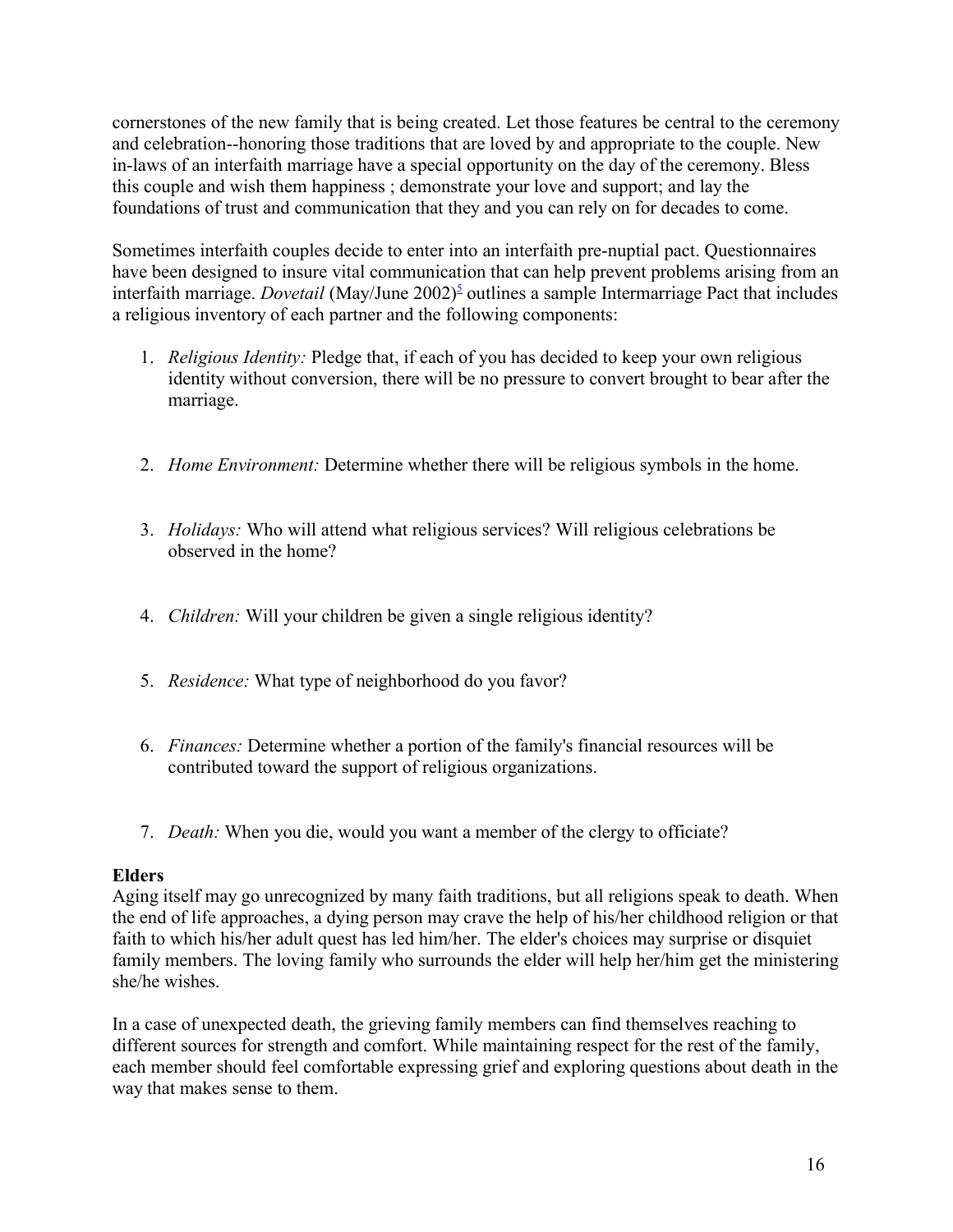cornerstones of the new family that is being created. Let those features be central to the ceremony and celebration--honoring those traditions that are loved by and appropriate to the couple. New in-laws of an interfaith marriage have a special opportunity on the day of the ceremony. Bless this couple and wish them happiness ; demonstrate your love and support; and lay the foundations of trust and communication that they and you can rely on for decades to come.

Sometimes interfaith couples decide to enter into an interfaith pre-nuptial pact. Questionnaires have been designed to insure vital communication that can help prevent problems arising from an interfaith marriage. *Dovetail* (May/June 2002)[5] outlines a sample Intermarriage Pact that includes a religious inventory of each partner and the following components:

1. *Religious Identity:* Pledge that, if each of you has decided to keep your own religious identity without conversion, there will be no pressure to convert brought to bear after the marriage.

2. *Home Environment:* Determine whether there will be religious symbols in the home.

3. *Holidays:* Who will attend what religious services? Will religious celebrations be observed in the home?

4. *Children:* Will your children be given a single religious identity?

5. *Residence:* What type of neighborhood do you favor?

6. *Finances:* Determine whether a portion of the family's financial resources will be contributed toward the support of religious organizations.

7. *Death:* When you die, would you want a member of the clergy to officiate?

**Elders**

Aging itself may go unrecognized by many faith traditions, but all religions speak to death. When the end of life approaches, a dying person may crave the help of his/her childhood religion or that faith to which his/her adult quest has led him/her. The elder's choices may surprise or disquiet family members. The loving family who surrounds the elder will help her/him get the ministering she/he wishes.

In a case of unexpected death, the grieving family members can find themselves reaching to different sources for strength and comfort. While maintaining respect for the rest of the family, each member should feel comfortable expressing grief and exploring questions about death in the way that makes sense to them.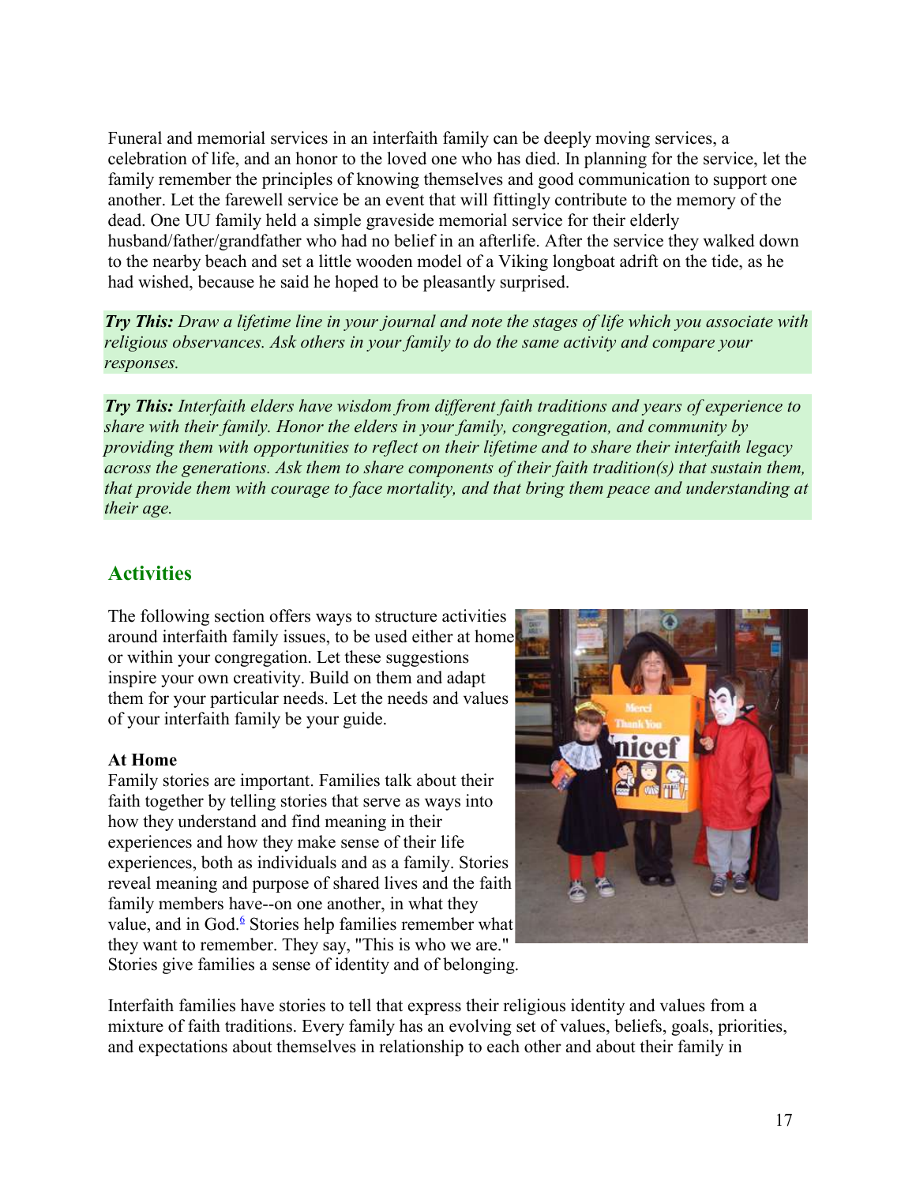Funeral and memorial services in an interfaith family can be deeply moving services, a celebration of life, and an honor to the loved one who has died. In planning for the service, let the family remember the principles of knowing themselves and good communication to support one another. Let the farewell service be an event that will fittingly contribute to the memory of the dead. One UU family held a simple graveside memorial service for their elderly husband/father/grandfather who had no belief in an afterlife. After the service they walked down to the nearby beach and set a little wooden model of a Viking longboat adrift on the tide, as he had wished, because he said he hoped to be pleasantly surprised.

***Try This:*** *Draw a lifetime line in your journal and note the stages of life which you associate with religious observances. Ask others in your family to do the same activity and compare your responses.*

***Try This:*** *Interfaith elders have wisdom from different faith traditions and years of experience to share with their family. Honor the elders in your family, congregation, and community by providing them with opportunities to reflect on their lifetime and to share their interfaith legacy across the generations. Ask them to share components of their faith tradition(s) that sustain them, that provide them with courage to face mortality, and that bring them peace and understanding at their age.*

## Activities

The following section offers ways to structure activities around interfaith family issues, to be used either at home or within your congregation. Let these suggestions inspire your own creativity. Build on them and adapt them for your particular needs. Let the needs and values of your interfaith family be your guide.

**At Home**

Family stories are important. Families talk about their faith together by telling stories that serve as ways into how they understand and find meaning in their experiences and how they make sense of their life experiences, both as individuals and as a family. Stories reveal meaning and purpose of shared lives and the faith family members have--on one another, in what they value, and in God.[6] Stories help families remember what they want to remember. They say, "This is who we are." Stories give families a sense of identity and of belonging.

Interfaith families have stories to tell that express their religious identity and values from a mixture of faith traditions. Every family has an evolving set of values, beliefs, goals, priorities, and expectations about themselves in relationship to each other and about their family in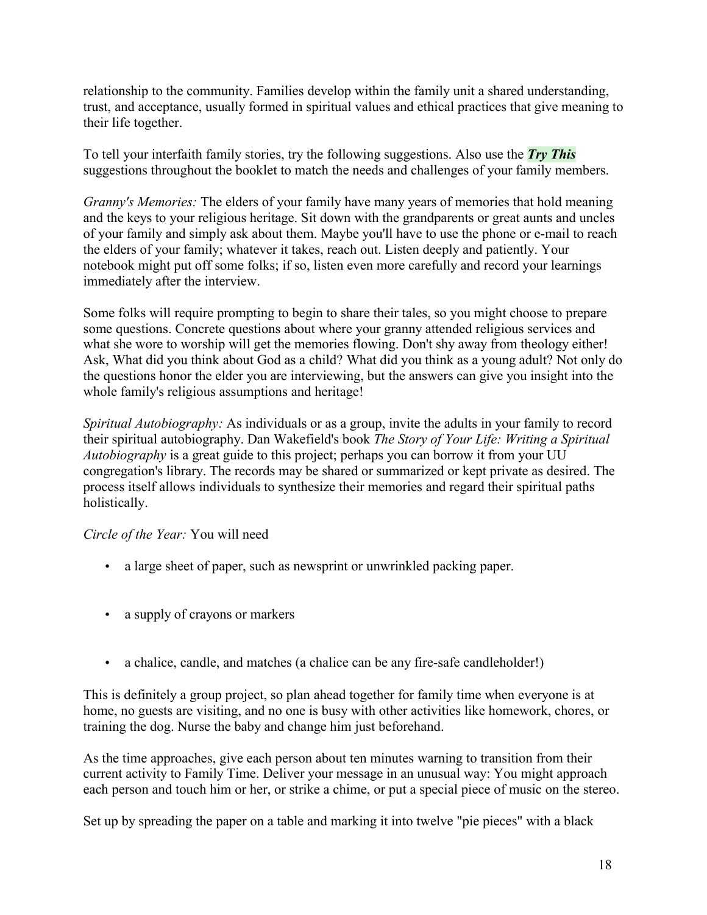relationship to the community. Families develop within the family unit a shared understanding, trust, and acceptance, usually formed in spiritual values and ethical practices that give meaning to their life together.

To tell your interfaith family stories, try the following suggestions. Also use the ***Try This*** suggestions throughout the booklet to match the needs and challenges of your family members.

*Granny's Memories:* The elders of your family have many years of memories that hold meaning and the keys to your religious heritage. Sit down with the grandparents or great aunts and uncles of your family and simply ask about them. Maybe you'll have to use the phone or e-mail to reach the elders of your family; whatever it takes, reach out. Listen deeply and patiently. Your notebook might put off some folks; if so, listen even more carefully and record your learnings immediately after the interview.

Some folks will require prompting to begin to share their tales, so you might choose to prepare some questions. Concrete questions about where your granny attended religious services and what she wore to worship will get the memories flowing. Don't shy away from theology either! Ask, What did you think about God as a child? What did you think as a young adult? Not only do the questions honor the elder you are interviewing, but the answers can give you insight into the whole family's religious assumptions and heritage!

*Spiritual Autobiography:* As individuals or as a group, invite the adults in your family to record their spiritual autobiography. Dan Wakefield's book *The Story of Your Life: Writing a Spiritual Autobiography* is a great guide to this project; perhaps you can borrow it from your UU congregation's library. The records may be shared or summarized or kept private as desired. The process itself allows individuals to synthesize their memories and regard their spiritual paths holistically.

*Circle of the Year:* You will need

- a large sheet of paper, such as newsprint or unwrinkled packing paper.
- a supply of crayons or markers
- a chalice, candle, and matches (a chalice can be any fire-safe candleholder!)

This is definitely a group project, so plan ahead together for family time when everyone is at home, no guests are visiting, and no one is busy with other activities like homework, chores, or training the dog. Nurse the baby and change him just beforehand.

As the time approaches, give each person about ten minutes warning to transition from their current activity to Family Time. Deliver your message in an unusual way: You might approach each person and touch him or her, or strike a chime, or put a special piece of music on the stereo.

Set up by spreading the paper on a table and marking it into twelve "pie pieces" with a black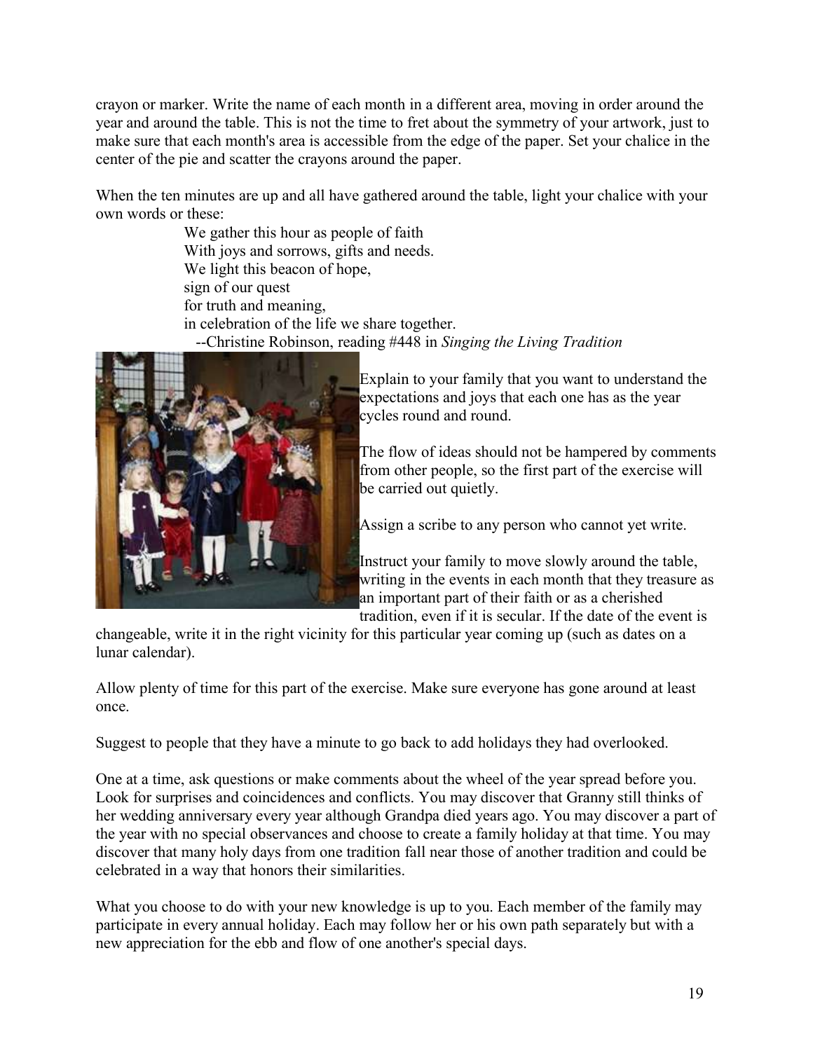crayon or marker. Write the name of each month in a different area, moving in order around the year and around the table. This is not the time to fret about the symmetry of your artwork, just to make sure that each month's area is accessible from the edge of the paper. Set your chalice in the center of the pie and scatter the crayons around the paper.

When the ten minutes are up and all have gathered around the table, light your chalice with your own words or these:

> We gather this hour as people of faith
> With joys and sorrows, gifts and needs.
> We light this beacon of hope,
> sign of our quest
> for truth and meaning,
> in celebration of the life we share together.
> --Christine Robinson, reading #448 in *Singing the Living Tradition*

Explain to your family that you want to understand the expectations and joys that each one has as the year cycles round and round.

The flow of ideas should not be hampered by comments from other people, so the first part of the exercise will be carried out quietly.

Assign a scribe to any person who cannot yet write.

Instruct your family to move slowly around the table, writing in the events in each month that they treasure as an important part of their faith or as a cherished tradition, even if it is secular. If the date of the event is changeable, write it in the right vicinity for this particular year coming up (such as dates on a lunar calendar).

Allow plenty of time for this part of the exercise. Make sure everyone has gone around at least once.

Suggest to people that they have a minute to go back to add holidays they had overlooked.

One at a time, ask questions or make comments about the wheel of the year spread before you. Look for surprises and coincidences and conflicts. You may discover that Granny still thinks of her wedding anniversary every year although Grandpa died years ago. You may discover a part of the year with no special observances and choose to create a family holiday at that time. You may discover that many holy days from one tradition fall near those of another tradition and could be celebrated in a way that honors their similarities.

What you choose to do with your new knowledge is up to you. Each member of the family may participate in every annual holiday. Each may follow her or his own path separately but with a new appreciation for the ebb and flow of one another's special days.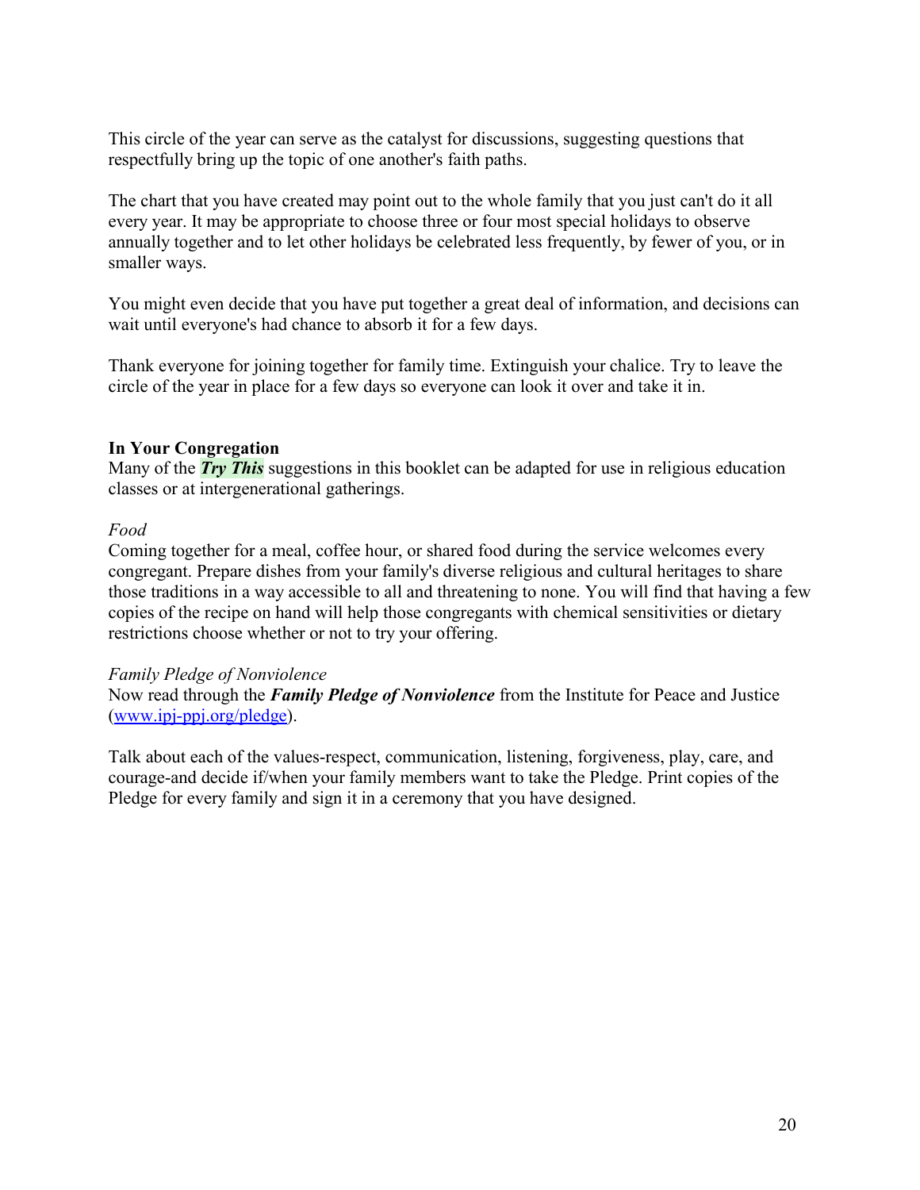This circle of the year can serve as the catalyst for discussions, suggesting questions that respectfully bring up the topic of one another's faith paths.

The chart that you have created may point out to the whole family that you just can't do it all every year. It may be appropriate to choose three or four most special holidays to observe annually together and to let other holidays be celebrated less frequently, by fewer of you, or in smaller ways.

You might even decide that you have put together a great deal of information, and decisions can wait until everyone's had chance to absorb it for a few days.

Thank everyone for joining together for family time. Extinguish your chalice. Try to leave the circle of the year in place for a few days so everyone can look it over and take it in.

**In Your Congregation**
Many of the ***Try This*** suggestions in this booklet can be adapted for use in religious education classes or at intergenerational gatherings.

*Food*
Coming together for a meal, coffee hour, or shared food during the service welcomes every congregant. Prepare dishes from your family's diverse religious and cultural heritages to share those traditions in a way accessible to all and threatening to none. You will find that having a few copies of the recipe on hand will help those congregants with chemical sensitivities or dietary restrictions choose whether or not to try your offering.

*Family Pledge of Nonviolence*
Now read through the ***Family Pledge of Nonviolence*** from the Institute for Peace and Justice ([www.ipj-ppj.org/pledge](www.ipj-ppj.org/pledge)).

Talk about each of the values-respect, communication, listening, forgiveness, play, care, and courage-and decide if/when your family members want to take the Pledge. Print copies of the Pledge for every family and sign it in a ceremony that you have designed.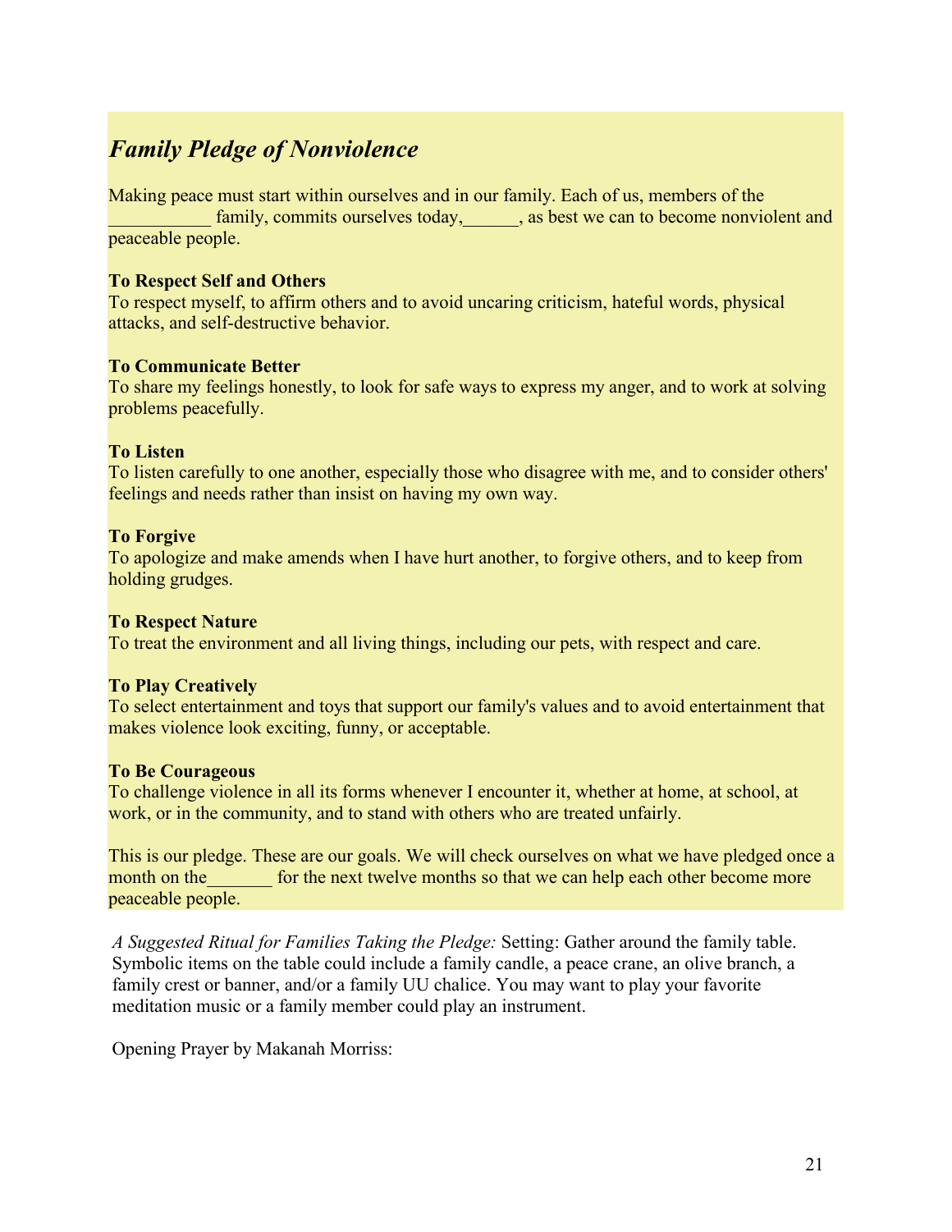## *Family Pledge of Nonviolence*

Making peace must start within ourselves and in our family. Each of us, members of the ___________ family, commits ourselves today,______, as best we can to become nonviolent and peaceable people.

**To Respect Self and Others**
To respect myself, to affirm others and to avoid uncaring criticism, hateful words, physical attacks, and self-destructive behavior.

**To Communicate Better**
To share my feelings honestly, to look for safe ways to express my anger, and to work at solving problems peacefully.

**To Listen**
To listen carefully to one another, especially those who disagree with me, and to consider others' feelings and needs rather than insist on having my own way.

**To Forgive**
To apologize and make amends when I have hurt another, to forgive others, and to keep from holding grudges.

**To Respect Nature**
To treat the environment and all living things, including our pets, with respect and care.

**To Play Creatively**
To select entertainment and toys that support our family's values and to avoid entertainment that makes violence look exciting, funny, or acceptable.

**To Be Courageous**
To challenge violence in all its forms whenever I encounter it, whether at home, at school, at work, or in the community, and to stand with others who are treated unfairly.

This is our pledge. These are our goals. We will check ourselves on what we have pledged once a month on the_______ for the next twelve months so that we can help each other become more peaceable people.

*A Suggested Ritual for Families Taking the Pledge:* Setting: Gather around the family table. Symbolic items on the table could include a family candle, a peace crane, an olive branch, a family crest or banner, and/or a family UU chalice. You may want to play your favorite meditation music or a family member could play an instrument.

Opening Prayer by Makanah Morriss: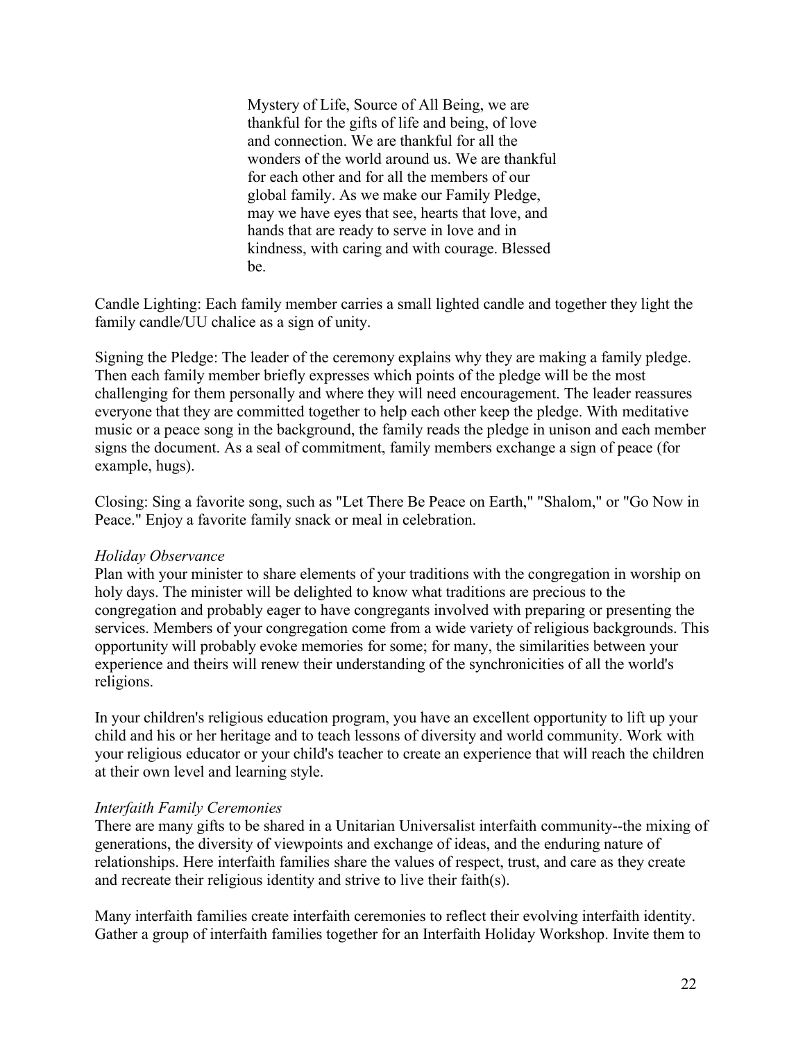> Mystery of Life, Source of All Being, we are thankful for the gifts of life and being, of love and connection. We are thankful for all the wonders of the world around us. We are thankful for each other and for all the members of our global family. As we make our Family Pledge, may we have eyes that see, hearts that love, and hands that are ready to serve in love and in kindness, with caring and with courage. Blessed be.

Candle Lighting: Each family member carries a small lighted candle and together they light the family candle/UU chalice as a sign of unity.

Signing the Pledge: The leader of the ceremony explains why they are making a family pledge. Then each family member briefly expresses which points of the pledge will be the most challenging for them personally and where they will need encouragement. The leader reassures everyone that they are committed together to help each other keep the pledge. With meditative music or a peace song in the background, the family reads the pledge in unison and each member signs the document. As a seal of commitment, family members exchange a sign of peace (for example, hugs).

Closing: Sing a favorite song, such as "Let There Be Peace on Earth," "Shalom," or "Go Now in Peace." Enjoy a favorite family snack or meal in celebration.

*Holiday Observance*

Plan with your minister to share elements of your traditions with the congregation in worship on holy days. The minister will be delighted to know what traditions are precious to the congregation and probably eager to have congregants involved with preparing or presenting the services. Members of your congregation come from a wide variety of religious backgrounds. This opportunity will probably evoke memories for some; for many, the similarities between your experience and theirs will renew their understanding of the synchronicities of all the world's religions.

In your children's religious education program, you have an excellent opportunity to lift up your child and his or her heritage and to teach lessons of diversity and world community. Work with your religious educator or your child's teacher to create an experience that will reach the children at their own level and learning style.

*Interfaith Family Ceremonies*

There are many gifts to be shared in a Unitarian Universalist interfaith community--the mixing of generations, the diversity of viewpoints and exchange of ideas, and the enduring nature of relationships. Here interfaith families share the values of respect, trust, and care as they create and recreate their religious identity and strive to live their faith(s).

Many interfaith families create interfaith ceremonies to reflect their evolving interfaith identity. Gather a group of interfaith families together for an Interfaith Holiday Workshop. Invite them to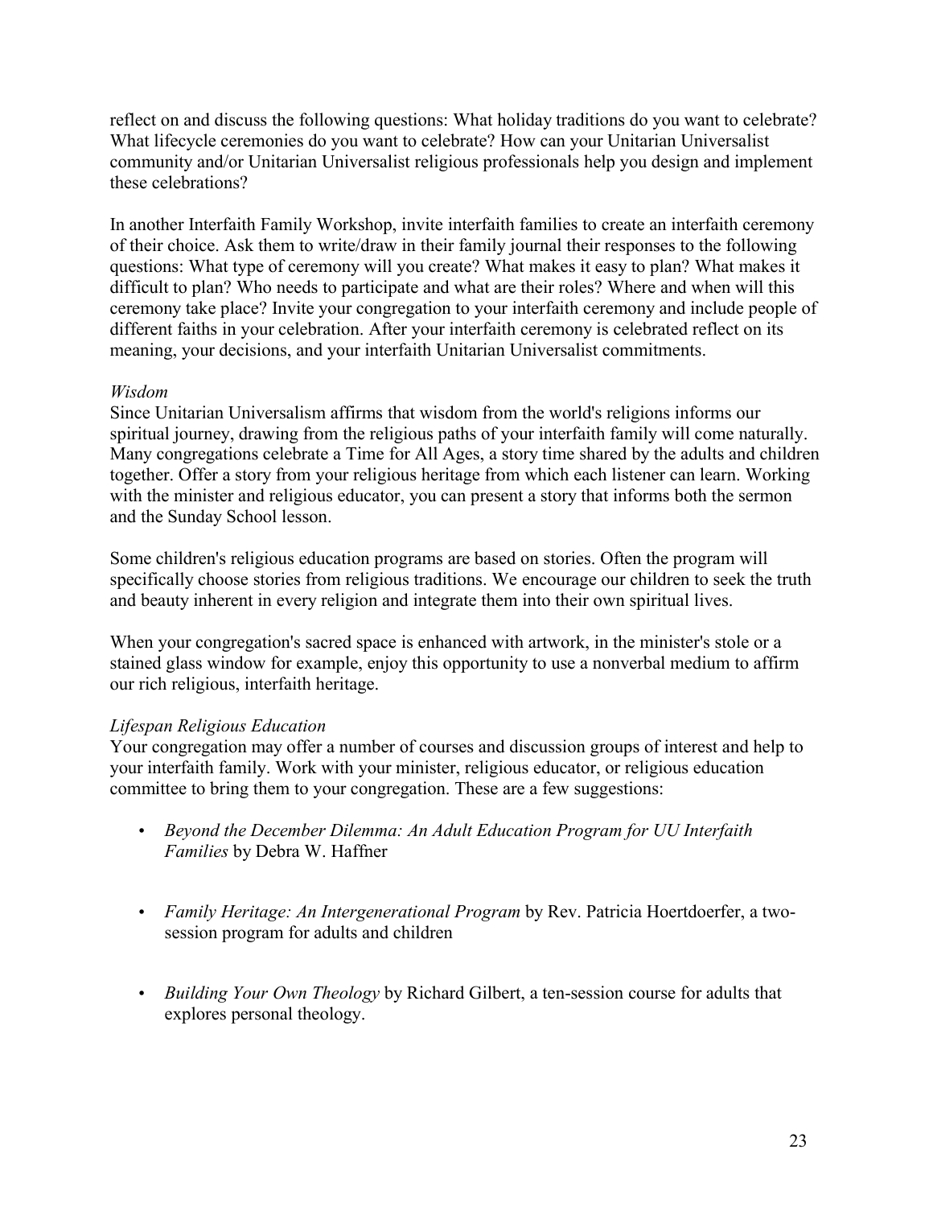reflect on and discuss the following questions: What holiday traditions do you want to celebrate? What lifecycle ceremonies do you want to celebrate? How can your Unitarian Universalist community and/or Unitarian Universalist religious professionals help you design and implement these celebrations?

In another Interfaith Family Workshop, invite interfaith families to create an interfaith ceremony of their choice. Ask them to write/draw in their family journal their responses to the following questions: What type of ceremony will you create? What makes it easy to plan? What makes it difficult to plan? Who needs to participate and what are their roles? Where and when will this ceremony take place? Invite your congregation to your interfaith ceremony and include people of different faiths in your celebration. After your interfaith ceremony is celebrated reflect on its meaning, your decisions, and your interfaith Unitarian Universalist commitments.

*Wisdom*

Since Unitarian Universalism affirms that wisdom from the world's religions informs our spiritual journey, drawing from the religious paths of your interfaith family will come naturally. Many congregations celebrate a Time for All Ages, a story time shared by the adults and children together. Offer a story from your religious heritage from which each listener can learn. Working with the minister and religious educator, you can present a story that informs both the sermon and the Sunday School lesson.

Some children's religious education programs are based on stories. Often the program will specifically choose stories from religious traditions. We encourage our children to seek the truth and beauty inherent in every religion and integrate them into their own spiritual lives.

When your congregation's sacred space is enhanced with artwork, in the minister's stole or a stained glass window for example, enjoy this opportunity to use a nonverbal medium to affirm our rich religious, interfaith heritage.

*Lifespan Religious Education*

Your congregation may offer a number of courses and discussion groups of interest and help to your interfaith family. Work with your minister, religious educator, or religious education committee to bring them to your congregation. These are a few suggestions:

- *Beyond the December Dilemma: An Adult Education Program for UU Interfaith Families* by Debra W. Haffner

- *Family Heritage: An Intergenerational Program* by Rev. Patricia Hoertdoerfer, a two-session program for adults and children

- *Building Your Own Theology* by Richard Gilbert, a ten-session course for adults that explores personal theology.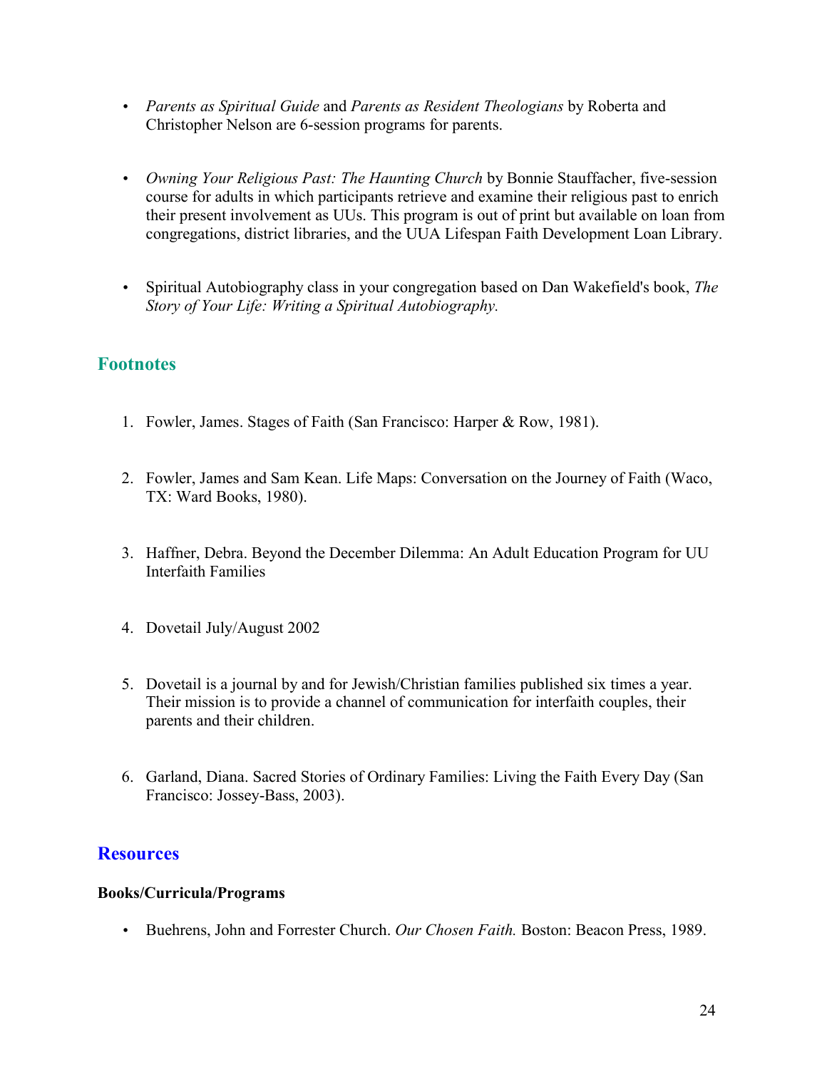- *Parents as Spiritual Guide* and *Parents as Resident Theologians* by Roberta and Christopher Nelson are 6-session programs for parents.

- *Owning Your Religious Past: The Haunting Church* by Bonnie Stauffacher, five-session course for adults in which participants retrieve and examine their religious past to enrich their present involvement as UUs. This program is out of print but available on loan from congregations, district libraries, and the UUA Lifespan Faith Development Loan Library.

- Spiritual Autobiography class in your congregation based on Dan Wakefield's book, *The Story of Your Life: Writing a Spiritual Autobiography.*

## Footnotes

1. Fowler, James. Stages of Faith (San Francisco: Harper & Row, 1981).

2. Fowler, James and Sam Kean. Life Maps: Conversation on the Journey of Faith (Waco, TX: Ward Books, 1980).

3. Haffner, Debra. Beyond the December Dilemma: An Adult Education Program for UU Interfaith Families

4. Dovetail July/August 2002

5. Dovetail is a journal by and for Jewish/Christian families published six times a year. Their mission is to provide a channel of communication for interfaith couples, their parents and their children.

6. Garland, Diana. Sacred Stories of Ordinary Families: Living the Faith Every Day (San Francisco: Jossey-Bass, 2003).

## Resources

**Books/Curricula/Programs**

- Buehrens, John and Forrester Church. *Our Chosen Faith.* Boston: Beacon Press, 1989.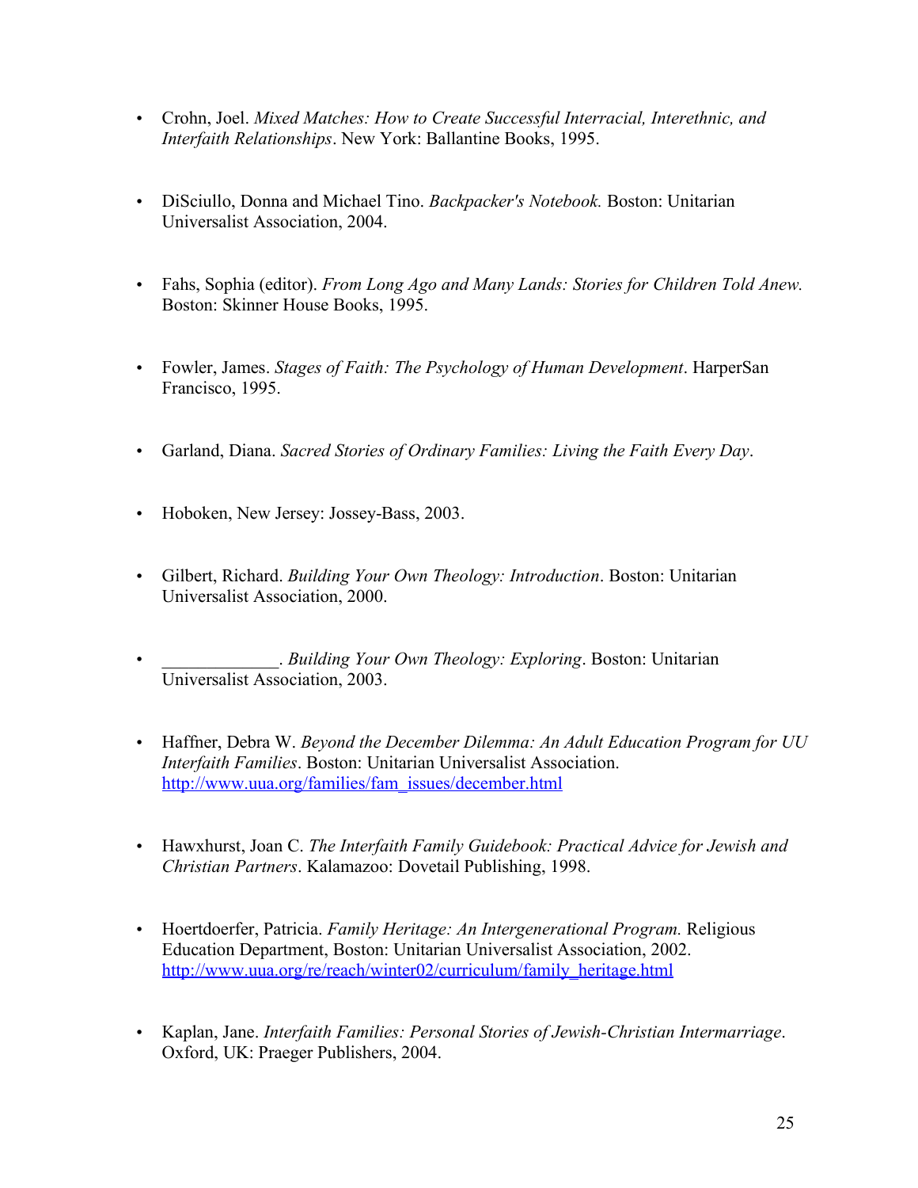- Crohn, Joel. *Mixed Matches: How to Create Successful Interracial, Interethnic, and Interfaith Relationships*. New York: Ballantine Books, 1995.

- DiSciullo, Donna and Michael Tino. *Backpacker's Notebook.* Boston: Unitarian Universalist Association, 2004.

- Fahs, Sophia (editor). *From Long Ago and Many Lands: Stories for Children Told Anew.* Boston: Skinner House Books, 1995.

- Fowler, James. *Stages of Faith: The Psychology of Human Development*. HarperSan Francisco, 1995.

- Garland, Diana. *Sacred Stories of Ordinary Families: Living the Faith Every Day*.

- Hoboken, New Jersey: Jossey-Bass, 2003.

- Gilbert, Richard. *Building Your Own Theology: Introduction*. Boston: Unitarian Universalist Association, 2000.

- _____________. *Building Your Own Theology: Exploring*. Boston: Unitarian Universalist Association, 2003.

- Haffner, Debra W. *Beyond the December Dilemma: An Adult Education Program for UU Interfaith Families*. Boston: Unitarian Universalist Association. http://www.uua.org/families/fam_issues/december.html

- Hawxhurst, Joan C. *The Interfaith Family Guidebook: Practical Advice for Jewish and Christian Partners*. Kalamazoo: Dovetail Publishing, 1998.

- Hoertdoerfer, Patricia. *Family Heritage: An Intergenerational Program.* Religious Education Department, Boston: Unitarian Universalist Association, 2002. http://www.uua.org/re/reach/winter02/curriculum/family_heritage.html

- Kaplan, Jane. *Interfaith Families: Personal Stories of Jewish-Christian Intermarriage*. Oxford, UK: Praeger Publishers, 2004.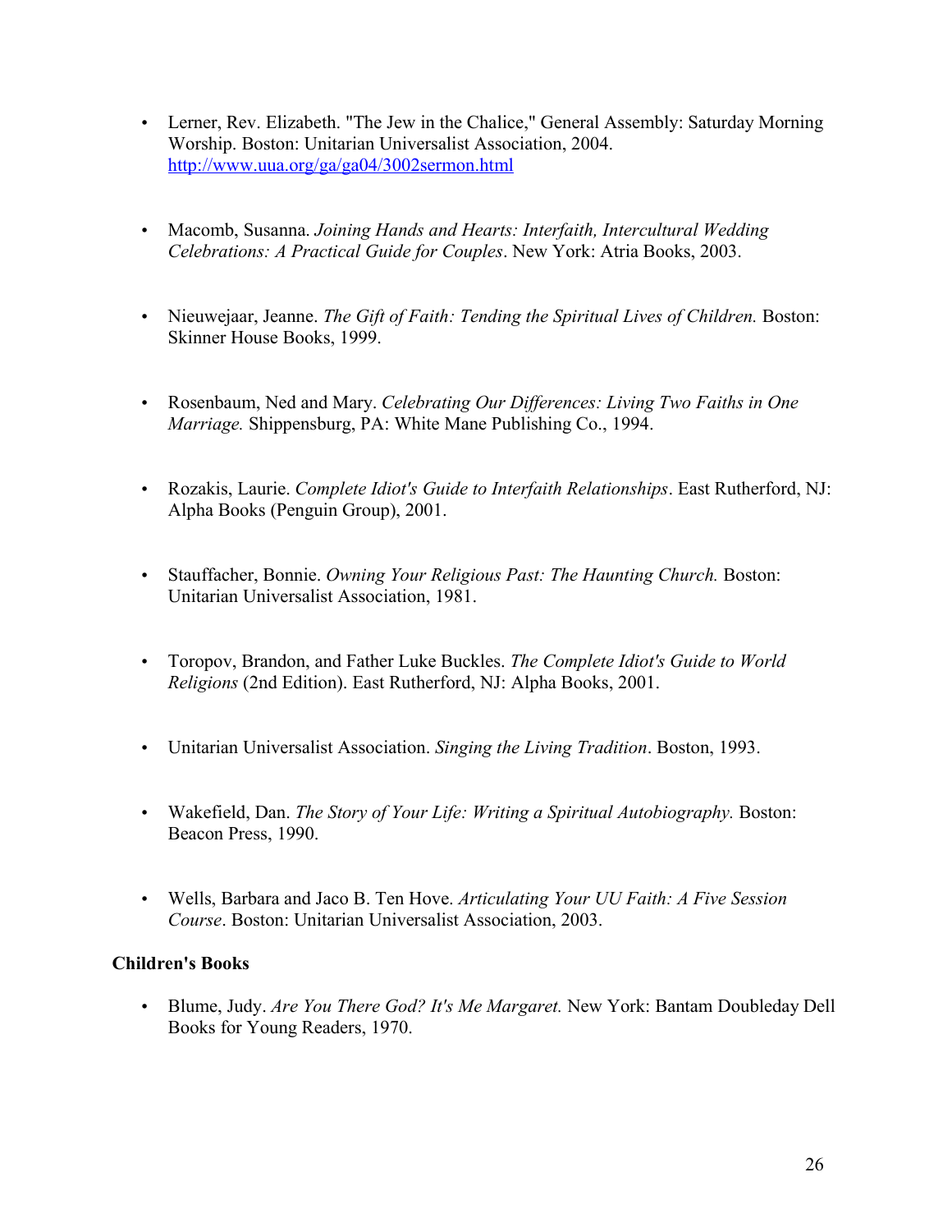- Lerner, Rev. Elizabeth. "The Jew in the Chalice," General Assembly: Saturday Morning Worship. Boston: Unitarian Universalist Association, 2004. http://www.uua.org/ga/ga04/3002sermon.html

- Macomb, Susanna. *Joining Hands and Hearts: Interfaith, Intercultural Wedding Celebrations: A Practical Guide for Couples*. New York: Atria Books, 2003.

- Nieuwejaar, Jeanne. *The Gift of Faith: Tending the Spiritual Lives of Children.* Boston: Skinner House Books, 1999.

- Rosenbaum, Ned and Mary. *Celebrating Our Differences: Living Two Faiths in One Marriage.* Shippensburg, PA: White Mane Publishing Co., 1994.

- Rozakis, Laurie. *Complete Idiot's Guide to Interfaith Relationships*. East Rutherford, NJ: Alpha Books (Penguin Group), 2001.

- Stauffacher, Bonnie. *Owning Your Religious Past: The Haunting Church.* Boston: Unitarian Universalist Association, 1981.

- Toropov, Brandon, and Father Luke Buckles. *The Complete Idiot's Guide to World Religions* (2nd Edition). East Rutherford, NJ: Alpha Books, 2001.

- Unitarian Universalist Association. *Singing the Living Tradition*. Boston, 1993.

- Wakefield, Dan. *The Story of Your Life: Writing a Spiritual Autobiography.* Boston: Beacon Press, 1990.

- Wells, Barbara and Jaco B. Ten Hove. *Articulating Your UU Faith: A Five Session Course*. Boston: Unitarian Universalist Association, 2003.

**Children's Books**

- Blume, Judy. *Are You There God? It's Me Margaret.* New York: Bantam Doubleday Dell Books for Young Readers, 1970.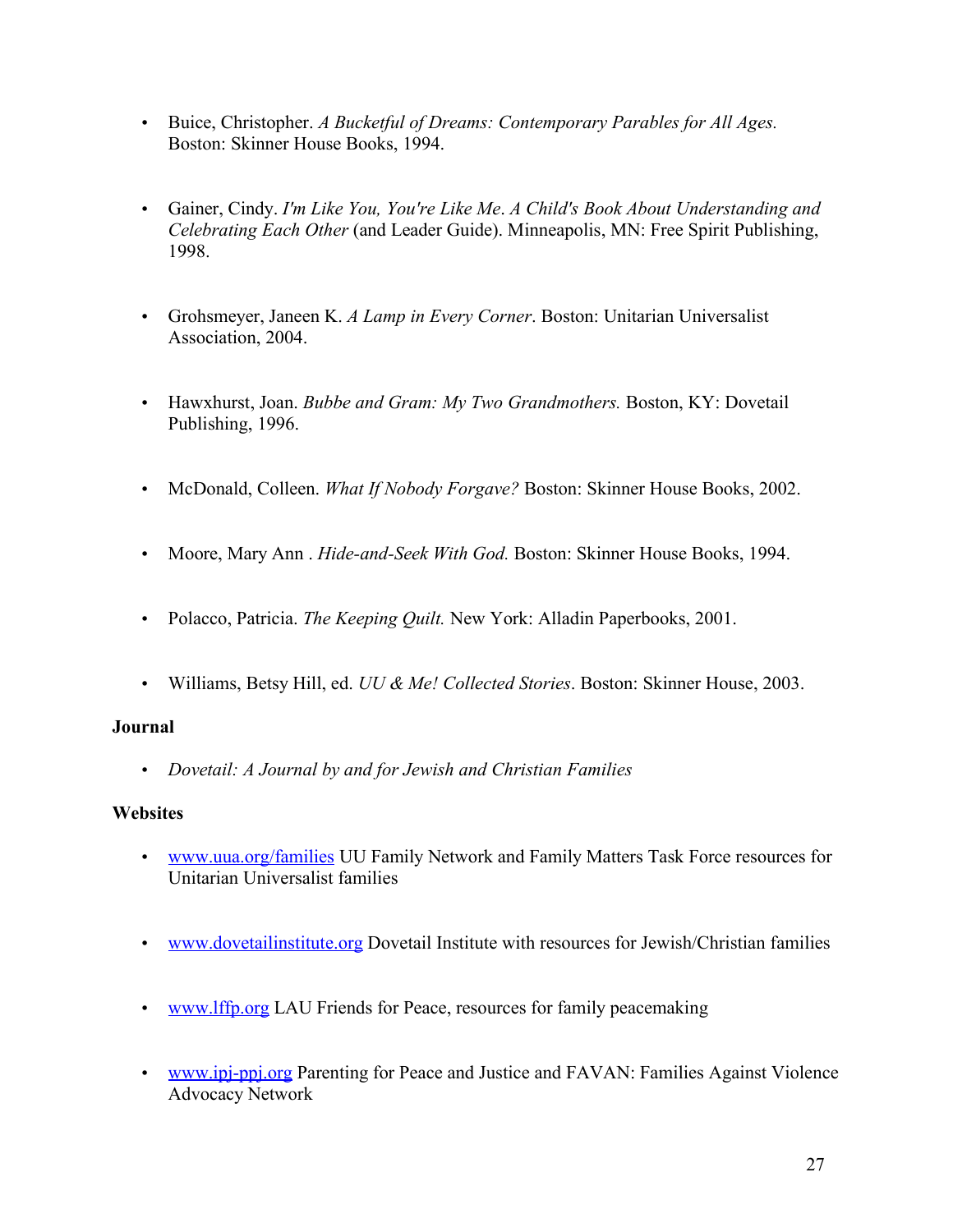- Buice, Christopher. *A Bucketful of Dreams: Contemporary Parables for All Ages.* Boston: Skinner House Books, 1994.

- Gainer, Cindy. *I'm Like You, You're Like Me. A Child's Book About Understanding and Celebrating Each Other* (and Leader Guide). Minneapolis, MN: Free Spirit Publishing, 1998.

- Grohsmeyer, Janeen K. *A Lamp in Every Corner*. Boston: Unitarian Universalist Association, 2004.

- Hawxhurst, Joan. *Bubbe and Gram: My Two Grandmothers.* Boston, KY: Dovetail Publishing, 1996.

- McDonald, Colleen. *What If Nobody Forgave?* Boston: Skinner House Books, 2002.

- Moore, Mary Ann . *Hide-and-Seek With God.* Boston: Skinner House Books, 1994.

- Polacco, Patricia. *The Keeping Quilt.* New York: Alladin Paperbooks, 2001.

- Williams, Betsy Hill, ed. *UU & Me! Collected Stories*. Boston: Skinner House, 2003.

**Journal**

- *Dovetail: A Journal by and for Jewish and Christian Families*

**Websites**

- [www.uua.org/families](http://www.uua.org/families) UU Family Network and Family Matters Task Force resources for Unitarian Universalist families

- [www.dovetailinstitute.org](http://www.dovetailinstitute.org) Dovetail Institute with resources for Jewish/Christian families

- [www.lffp.org](http://www.lffp.org) LAU Friends for Peace, resources for family peacemaking

- [www.ipj-ppj.org](http://www.ipj-ppj.org) Parenting for Peace and Justice and FAVAN: Families Against Violence Advocacy Network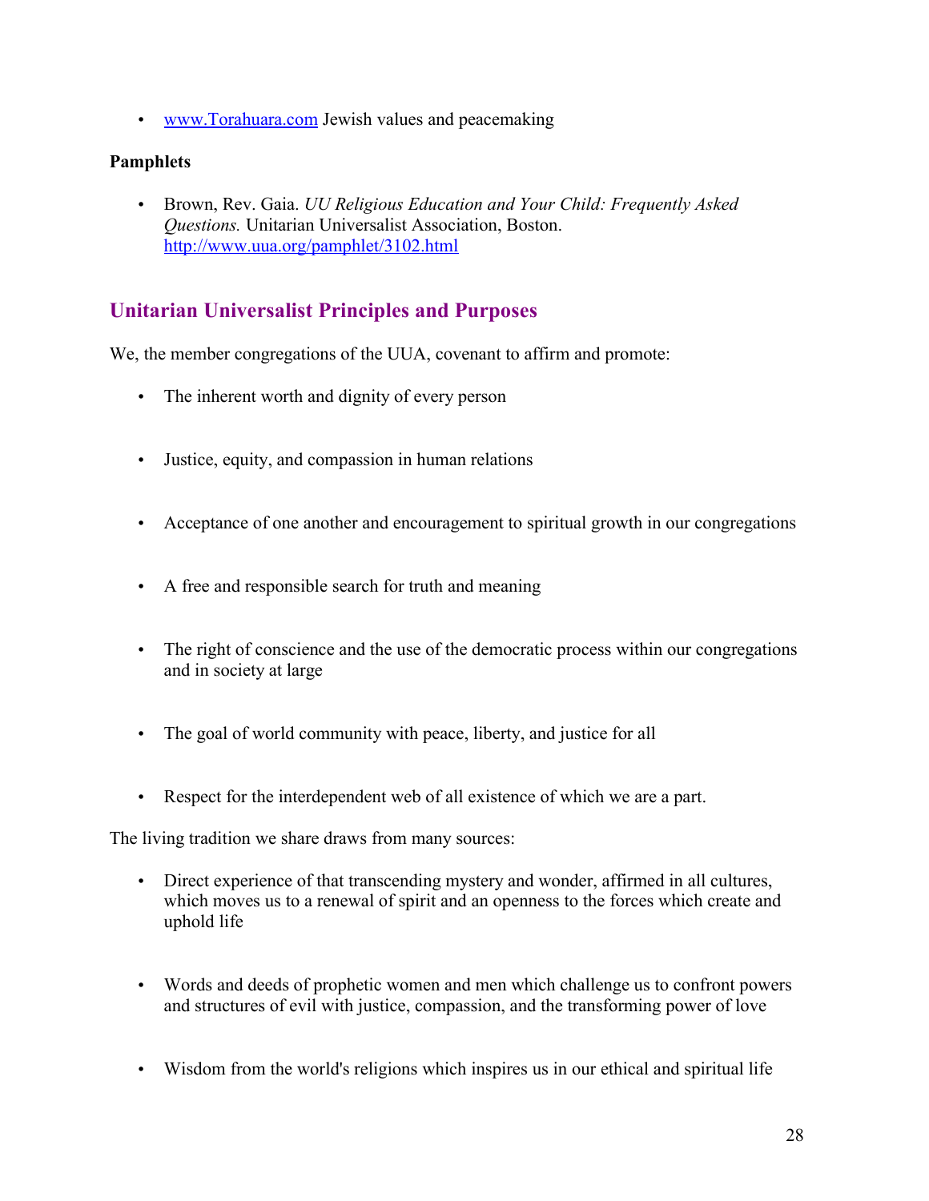- www.Torahuara.com Jewish values and peacemaking

**Pamphlets**

- Brown, Rev. Gaia. *UU Religious Education and Your Child: Frequently Asked Questions.* Unitarian Universalist Association, Boston. http://www.uua.org/pamphlet/3102.html

## Unitarian Universalist Principles and Purposes

We, the member congregations of the UUA, covenant to affirm and promote:

- The inherent worth and dignity of every person
- Justice, equity, and compassion in human relations
- Acceptance of one another and encouragement to spiritual growth in our congregations
- A free and responsible search for truth and meaning
- The right of conscience and the use of the democratic process within our congregations and in society at large
- The goal of world community with peace, liberty, and justice for all
- Respect for the interdependent web of all existence of which we are a part.

The living tradition we share draws from many sources:

- Direct experience of that transcending mystery and wonder, affirmed in all cultures, which moves us to a renewal of spirit and an openness to the forces which create and uphold life
- Words and deeds of prophetic women and men which challenge us to confront powers and structures of evil with justice, compassion, and the transforming power of love
- Wisdom from the world's religions which inspires us in our ethical and spiritual life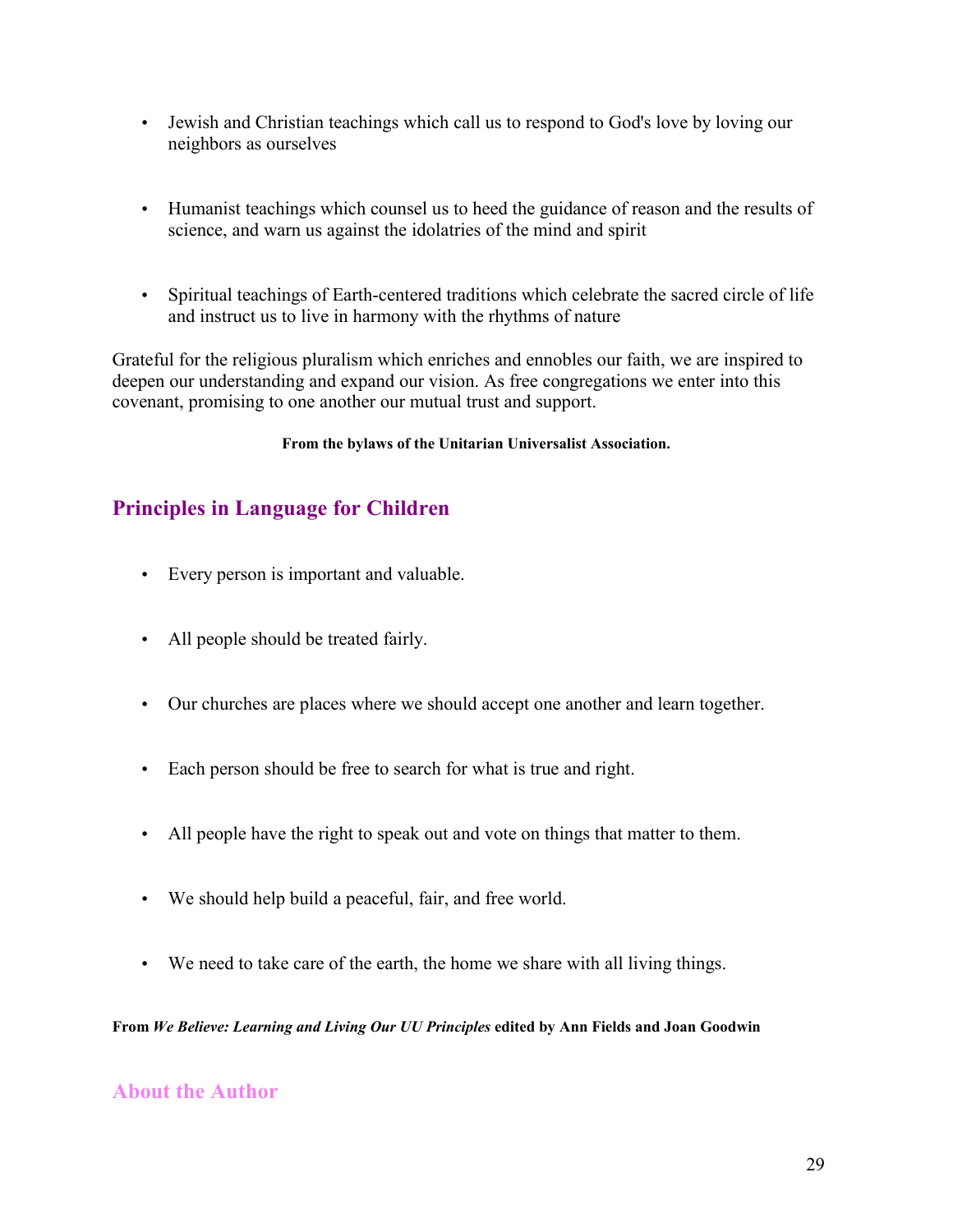- Jewish and Christian teachings which call us to respond to God's love by loving our neighbors as ourselves
- Humanist teachings which counsel us to heed the guidance of reason and the results of science, and warn us against the idolatries of the mind and spirit
- Spiritual teachings of Earth-centered traditions which celebrate the sacred circle of life and instruct us to live in harmony with the rhythms of nature

Grateful for the religious pluralism which enriches and ennobles our faith, we are inspired to deepen our understanding and expand our vision. As free congregations we enter into this covenant, promising to one another our mutual trust and support.

**From the bylaws of the Unitarian Universalist Association.**

## Principles in Language for Children

- Every person is important and valuable.
- All people should be treated fairly.
- Our churches are places where we should accept one another and learn together.
- Each person should be free to search for what is true and right.
- All people have the right to speak out and vote on things that matter to them.
- We should help build a peaceful, fair, and free world.
- We need to take care of the earth, the home we share with all living things.

**From *We Believe: Learning and Living Our UU Principles* edited by Ann Fields and Joan Goodwin**

## About the Author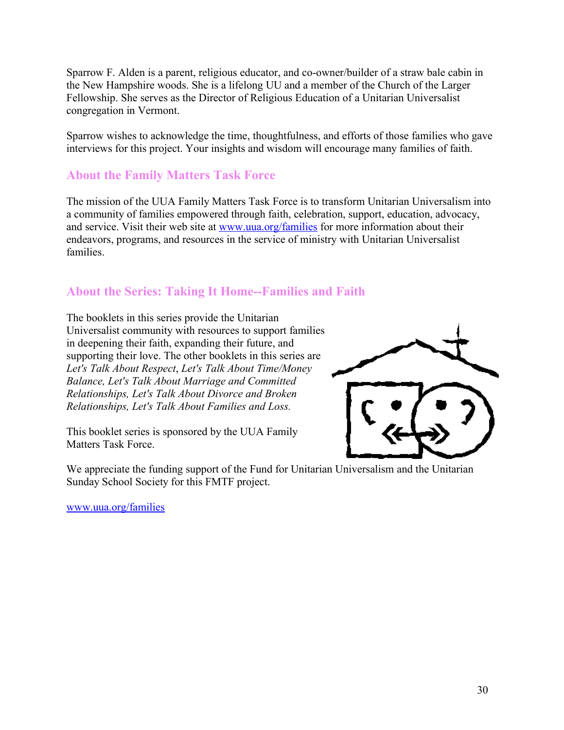Sparrow F. Alden is a parent, religious educator, and co-owner/builder of a straw bale cabin in the New Hampshire woods. She is a lifelong UU and a member of the Church of the Larger Fellowship. She serves as the Director of Religious Education of a Unitarian Universalist congregation in Vermont.

Sparrow wishes to acknowledge the time, thoughtfulness, and efforts of those families who gave interviews for this project. Your insights and wisdom will encourage many families of faith.

## About the Family Matters Task Force

The mission of the UUA Family Matters Task Force is to transform Unitarian Universalism into a community of families empowered through faith, celebration, support, education, advocacy, and service. Visit their web site at www.uua.org/families for more information about their endeavors, programs, and resources in the service of ministry with Unitarian Universalist families.

## About the Series: Taking It Home--Families and Faith

The booklets in this series provide the Unitarian Universalist community with resources to support families in deepening their faith, expanding their future, and supporting their love. The other booklets in this series are *Let's Talk About Respect*, *Let's Talk About Time/Money Balance, Let's Talk About Marriage and Committed Relationships, Let's Talk About Divorce and Broken Relationships, Let's Talk About Families and Loss.*

This booklet series is sponsored by the UUA Family Matters Task Force.

We appreciate the funding support of the Fund for Unitarian Universalism and the Unitarian Sunday School Society for this FMTF project.

www.uua.org/families